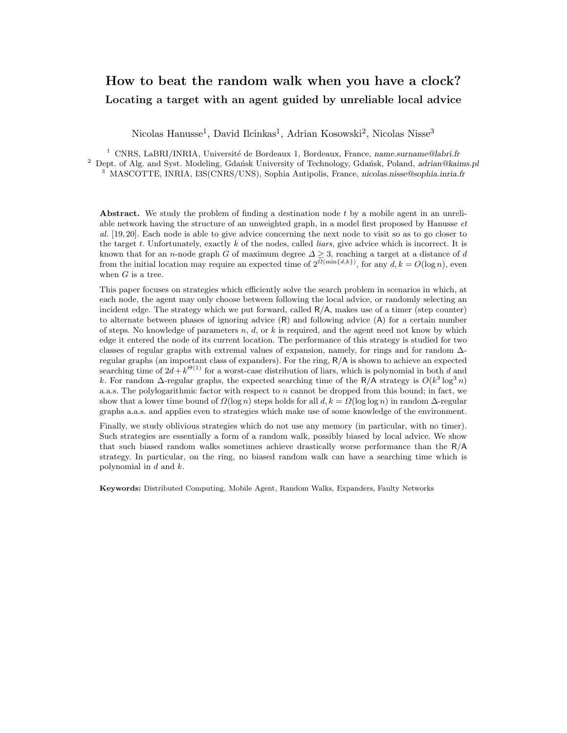# How to beat the random walk when you have a clock?

## Locating a target with an agent guided by unreliable local advice

Nicolas Hanusse[1], David Ilcinkas[1], Adrian Kosowski[2], Nicolas Nisse[3]

[1] CNRS, LaBRI/INRIA, Université de Bordeaux 1, Bordeaux, France, *name.surname@labri.fr*
[2] Dept. of Alg. and Syst. Modeling, Gdańsk University of Technology, Gdańsk, Poland, *adrian@kaims.pl*
[3] MASCOTTE, INRIA, I3S(CNRS/UNS), Sophia Antipolis, France, *nicolas.nisse@sophia.inria.fr*

**Abstract.** We study the problem of finding a destination node $t$ by a mobile agent in an unreliable network having the structure of an unweighted graph, in a model first proposed by Hanusse *et al.* [19, 20]. Each node is able to give advice concerning the next node to visit so as to go closer to the target $t$. Unfortunately, exactly $k$ of the nodes, called *liars*, give advice which is incorrect. It is known that for an $n$-node graph $G$ of maximum degree $\Delta \geq 3$, reaching a target at a distance of $d$ from the initial location may require an expected time of $2^{\Omega(\min\{d,k\})}$, for any $d, k = O(\log n)$, even when $G$ is a tree.

This paper focuses on strategies which efficiently solve the search problem in scenarios in which, at each node, the agent may only choose between following the local advice, or randomly selecting an incident edge. The strategy which we put forward, called R/A, makes use of a timer (step counter) to alternate between phases of ignoring advice (R) and following advice (A) for a certain number of steps. No knowledge of parameters $n$, $d$, or $k$ is required, and the agent need not know by which edge it entered the node of its current location. The performance of this strategy is studied for two classes of regular graphs with extremal values of expansion, namely, for rings and for random $\Delta$-regular graphs (an important class of expanders). For the ring, R/A is shown to achieve an expected searching time of $2d + k^{\Theta(1)}$ for a worst-case distribution of liars, which is polynomial in both $d$ and $k$. For random $\Delta$-regular graphs, the expected searching time of the R/A strategy is $O(k^3 \log^3 n)$ a.a.s. The polylogarithmic factor with respect to $n$ cannot be dropped from this bound; in fact, we show that a lower time bound of $\Omega(\log n)$ steps holds for all $d, k = \Omega(\log \log n)$ in random $\Delta$-regular graphs a.a.s. and applies even to strategies which make use of some knowledge of the environment.

Finally, we study oblivious strategies which do not use any memory (in particular, with no timer). Such strategies are essentially a form of a random walk, possibly biased by local advice. We show that such biased random walks sometimes achieve drastically worse performance than the R/A strategy. In particular, on the ring, no biased random walk can have a searching time which is polynomial in $d$ and $k$.

**Keywords:** Distributed Computing, Mobile Agent, Random Walks, Expanders, Faulty Networks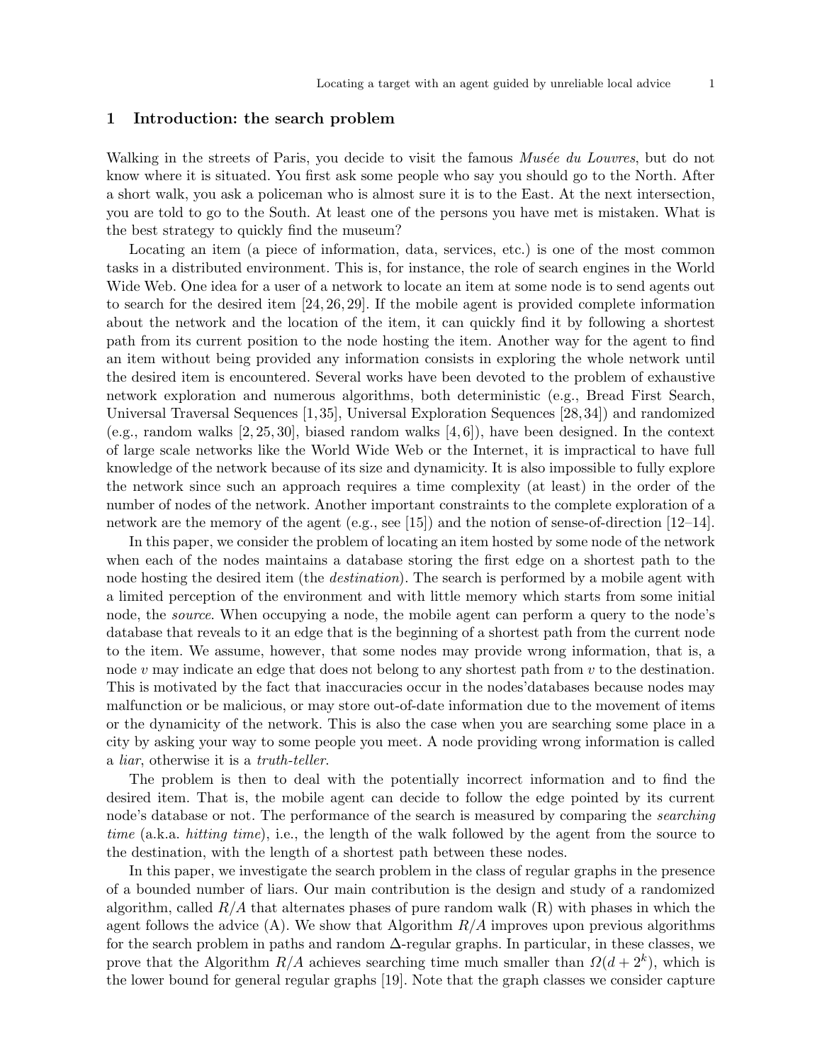## 1 Introduction: the search problem

Walking in the streets of Paris, you decide to visit the famous *Musée du Louvres*, but do not know where it is situated. You first ask some people who say you should go to the North. After a short walk, you ask a policeman who is almost sure it is to the East. At the next intersection, you are told to go to the South. At least one of the persons you have met is mistaken. What is the best strategy to quickly find the museum?

Locating an item (a piece of information, data, services, etc.) is one of the most common tasks in a distributed environment. This is, for instance, the role of search engines in the World Wide Web. One idea for a user of a network to locate an item at some node is to send agents out to search for the desired item [24, 26, 29]. If the mobile agent is provided complete information about the network and the location of the item, it can quickly find it by following a shortest path from its current position to the node hosting the item. Another way for the agent to find an item without being provided any information consists in exploring the whole network until the desired item is encountered. Several works have been devoted to the problem of exhaustive network exploration and numerous algorithms, both deterministic (e.g., Bread First Search, Universal Traversal Sequences [1, 35], Universal Exploration Sequences [28, 34]) and randomized (e.g., random walks [2, 25, 30], biased random walks [4, 6]), have been designed. In the context of large scale networks like the World Wide Web or the Internet, it is impractical to have full knowledge of the network because of its size and dynamicity. It is also impossible to fully explore the network since such an approach requires a time complexity (at least) in the order of the number of nodes of the network. Another important constraints to the complete exploration of a network are the memory of the agent (e.g., see [15]) and the notion of sense-of-direction [12–14].

In this paper, we consider the problem of locating an item hosted by some node of the network when each of the nodes maintains a database storing the first edge on a shortest path to the node hosting the desired item (the *destination*). The search is performed by a mobile agent with a limited perception of the environment and with little memory which starts from some initial node, the *source*. When occupying a node, the mobile agent can perform a query to the node's database that reveals to it an edge that is the beginning of a shortest path from the current node to the item. We assume, however, that some nodes may provide wrong information, that is, a node $v$ may indicate an edge that does not belong to any shortest path from $v$ to the destination. This is motivated by the fact that inaccuracies occur in the nodes'databases because nodes may malfunction or be malicious, or may store out-of-date information due to the movement of items or the dynamicity of the network. This is also the case when you are searching some place in a city by asking your way to some people you meet. A node providing wrong information is called a *liar*, otherwise it is a *truth-teller*.

The problem is then to deal with the potentially incorrect information and to find the desired item. That is, the mobile agent can decide to follow the edge pointed by its current node's database or not. The performance of the search is measured by comparing the *searching time* (a.k.a. *hitting time*), i.e., the length of the walk followed by the agent from the source to the destination, with the length of a shortest path between these nodes.

In this paper, we investigate the search problem in the class of regular graphs in the presence of a bounded number of liars. Our main contribution is the design and study of a randomized algorithm, called $R/A$ that alternates phases of pure random walk (R) with phases in which the agent follows the advice (A). We show that Algorithm $R/A$ improves upon previous algorithms for the search problem in paths and random $\Delta$-regular graphs. In particular, in these classes, we prove that the Algorithm $R/A$ achieves searching time much smaller than $\Omega(d + 2^k)$, which is the lower bound for general regular graphs [19]. Note that the graph classes we consider capture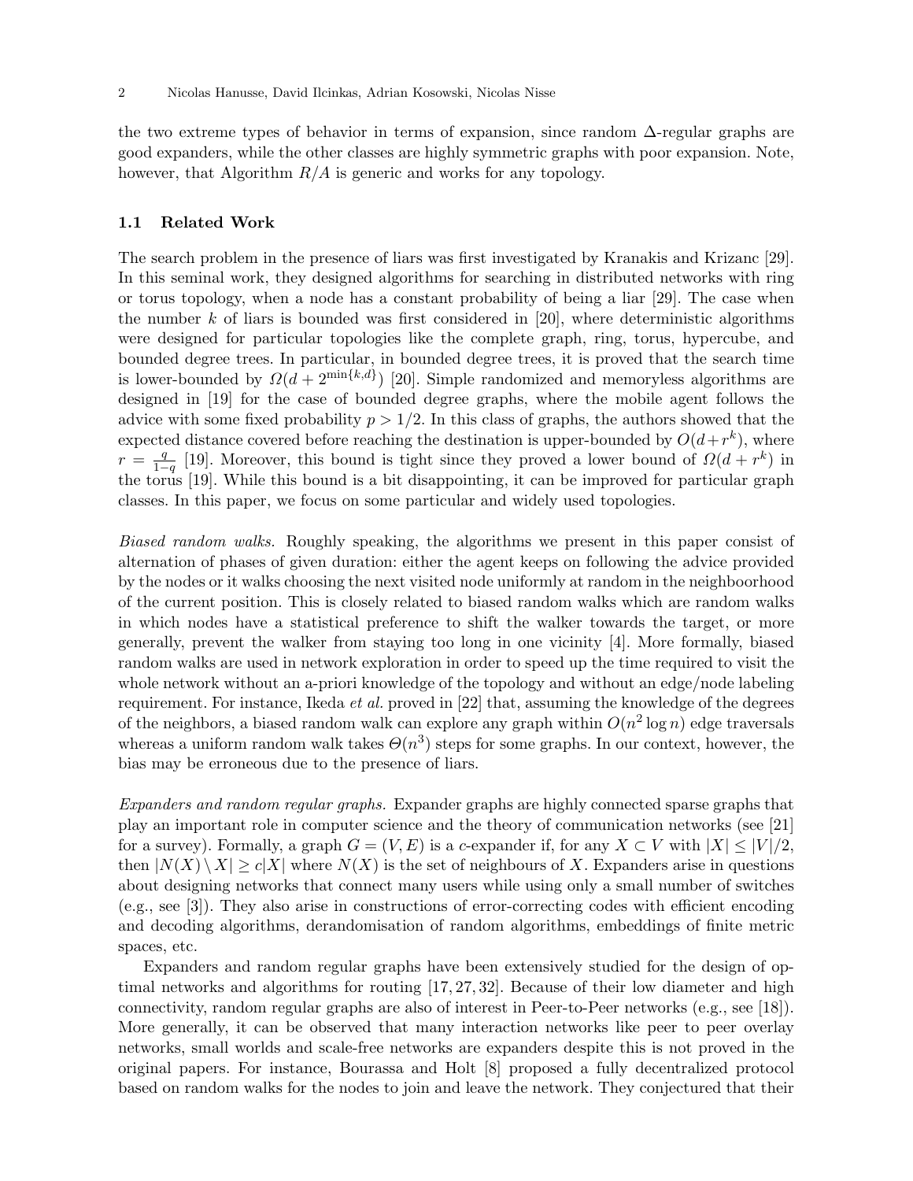the two extreme types of behavior in terms of expansion, since random $\Delta$-regular graphs are good expanders, while the other classes are highly symmetric graphs with poor expansion. Note, however, that Algorithm $R/A$ is generic and works for any topology.

### 1.1 Related Work

The search problem in the presence of liars was first investigated by Kranakis and Krizanc [29]. In this seminal work, they designed algorithms for searching in distributed networks with ring or torus topology, when a node has a constant probability of being a liar [29]. The case when the number $k$ of liars is bounded was first considered in [20], where deterministic algorithms were designed for particular topologies like the complete graph, ring, torus, hypercube, and bounded degree trees. In particular, in bounded degree trees, it is proved that the search time is lower-bounded by $\Omega(d + 2^{\min\{k,d\}})$ [20]. Simple randomized and memoryless algorithms are designed in [19] for the case of bounded degree graphs, where the mobile agent follows the advice with some fixed probability $p > 1/2$. In this class of graphs, the authors showed that the expected distance covered before reaching the destination is upper-bounded by $O(d+r^k)$, where $r = \frac{q}{1-q}$ [19]. Moreover, this bound is tight since they proved a lower bound of $\Omega(d + r^k)$ in the torus [19]. While this bound is a bit disappointing, it can be improved for particular graph classes. In this paper, we focus on some particular and widely used topologies.

*Biased random walks.* Roughly speaking, the algorithms we present in this paper consist of alternation of phases of given duration: either the agent keeps on following the advice provided by the nodes or it walks choosing the next visited node uniformly at random in the neighboorhood of the current position. This is closely related to biased random walks which are random walks in which nodes have a statistical preference to shift the walker towards the target, or more generally, prevent the walker from staying too long in one vicinity [4]. More formally, biased random walks are used in network exploration in order to speed up the time required to visit the whole network without an a-priori knowledge of the topology and without an edge/node labeling requirement. For instance, Ikeda *et al.* proved in [22] that, assuming the knowledge of the degrees of the neighbors, a biased random walk can explore any graph within $O(n^2 \log n)$ edge traversals whereas a uniform random walk takes $\Theta(n^3)$ steps for some graphs. In our context, however, the bias may be erroneous due to the presence of liars.

*Expanders and random regular graphs.* Expander graphs are highly connected sparse graphs that play an important role in computer science and the theory of communication networks (see [21] for a survey). Formally, a graph $G = (V, E)$ is a $c$-expander if, for any $X \subset V$ with $|X| \leq |V|/2$, then $|N(X) \setminus X| \geq c|X|$ where $N(X)$ is the set of neighbours of $X$. Expanders arise in questions about designing networks that connect many users while using only a small number of switches (e.g., see [3]). They also arise in constructions of error-correcting codes with efficient encoding and decoding algorithms, derandomisation of random algorithms, embeddings of finite metric spaces, etc.

Expanders and random regular graphs have been extensively studied for the design of optimal networks and algorithms for routing [17, 27, 32]. Because of their low diameter and high connectivity, random regular graphs are also of interest in Peer-to-Peer networks (e.g., see [18]). More generally, it can be observed that many interaction networks like peer to peer overlay networks, small worlds and scale-free networks are expanders despite this is not proved in the original papers. For instance, Bourassa and Holt [8] proposed a fully decentralized protocol based on random walks for the nodes to join and leave the network. They conjectured that their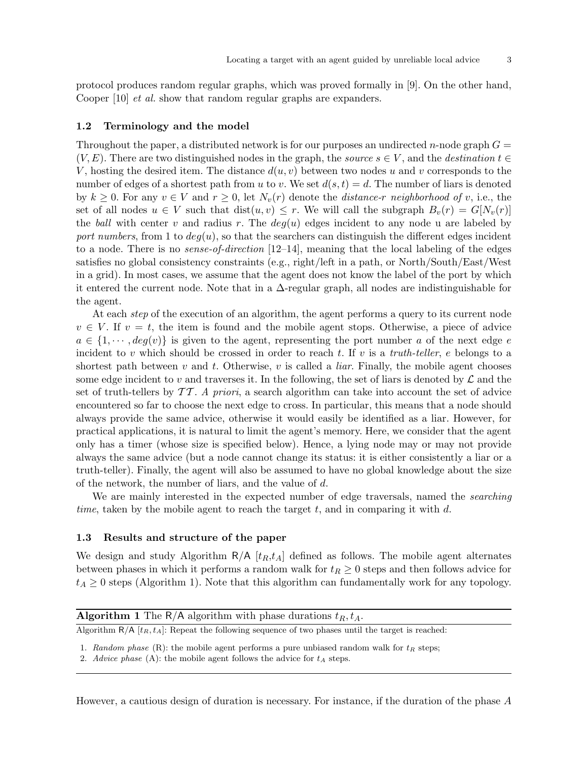protocol produces random regular graphs, which was proved formally in [9]. On the other hand, Cooper [10] *et al.* show that random regular graphs are expanders.

### 1.2 Terminology and the model

Throughout the paper, a distributed network is for our purposes an undirected $n$-node graph $G = (V, E)$. There are two distinguished nodes in the graph, the *source* $s \in V$, and the *destination* $t \in V$, hosting the desired item. The distance $d(u, v)$ between two nodes $u$ and $v$ corresponds to the number of edges of a shortest path from $u$ to $v$. We set $d(s, t) = d$. The number of liars is denoted by $k \geq 0$. For any $v \in V$ and $r \geq 0$, let $N_v(r)$ denote the *distance-$r$ neighborhood of* $v$, i.e., the set of all nodes $u \in V$ such that $\text{dist}(u, v) \leq r$. We will call the subgraph $B_v(r) = G[N_v(r)]$ the *ball* with center $v$ and radius $r$. The $deg(u)$ edges incident to any node u are labeled by *port numbers*, from 1 to $deg(u)$, so that the searchers can distinguish the different edges incident to a node. There is no *sense-of-direction* [12–14], meaning that the local labeling of the edges satisfies no global consistency constraints (e.g., right/left in a path, or North/South/East/West in a grid). In most cases, we assume that the agent does not know the label of the port by which it entered the current node. Note that in a $\Delta$-regular graph, all nodes are indistinguishable for the agent.

At each *step* of the execution of an algorithm, the agent performs a query to its current node $v \in V$. If $v = t$, the item is found and the mobile agent stops. Otherwise, a piece of advice $a \in \{1, \cdots, deg(v)\}$ is given to the agent, representing the port number $a$ of the next edge $e$ incident to $v$ which should be crossed in order to reach $t$. If $v$ is a *truth-teller*, $e$ belongs to a shortest path between $v$ and $t$. Otherwise, $v$ is called a *liar*. Finally, the mobile agent chooses some edge incident to $v$ and traverses it. In the following, the set of liars is denoted by $\mathcal{L}$ and the set of truth-tellers by $\mathcal{TT}$. *A priori*, a search algorithm can take into account the set of advice encountered so far to choose the next edge to cross. In particular, this means that a node should always provide the same advice, otherwise it would easily be identified as a liar. However, for practical applications, it is natural to limit the agent's memory. Here, we consider that the agent only has a timer (whose size is specified below). Hence, a lying node may or may not provide always the same advice (but a node cannot change its status: it is either consistently a liar or a truth-teller). Finally, the agent will also be assumed to have no global knowledge about the size of the network, the number of liars, and the value of $d$.

We are mainly interested in the expected number of edge traversals, named the *searching time*, taken by the mobile agent to reach the target $t$, and in comparing it with $d$.

### 1.3 Results and structure of the paper

We design and study Algorithm R/A [$t_R$,$t_A$] defined as follows. The mobile agent alternates between phases in which it performs a random walk for $t_R \geq 0$ steps and then follows advice for $t_A \geq 0$ steps (Algorithm 1). Note that this algorithm can fundamentally work for any topology.

**Algorithm 1** The R/A algorithm with phase durations $t_R, t_A$.

Algorithm R/A [$t_R, t_A$]: Repeat the following sequence of two phases until the target is reached:

1. *Random phase* (R): the mobile agent performs a pure unbiased random walk for $t_R$ steps;
2. *Advice phase* (A): the mobile agent follows the advice for $t_A$ steps.

However, a cautious design of duration is necessary. For instance, if the duration of the phase $A$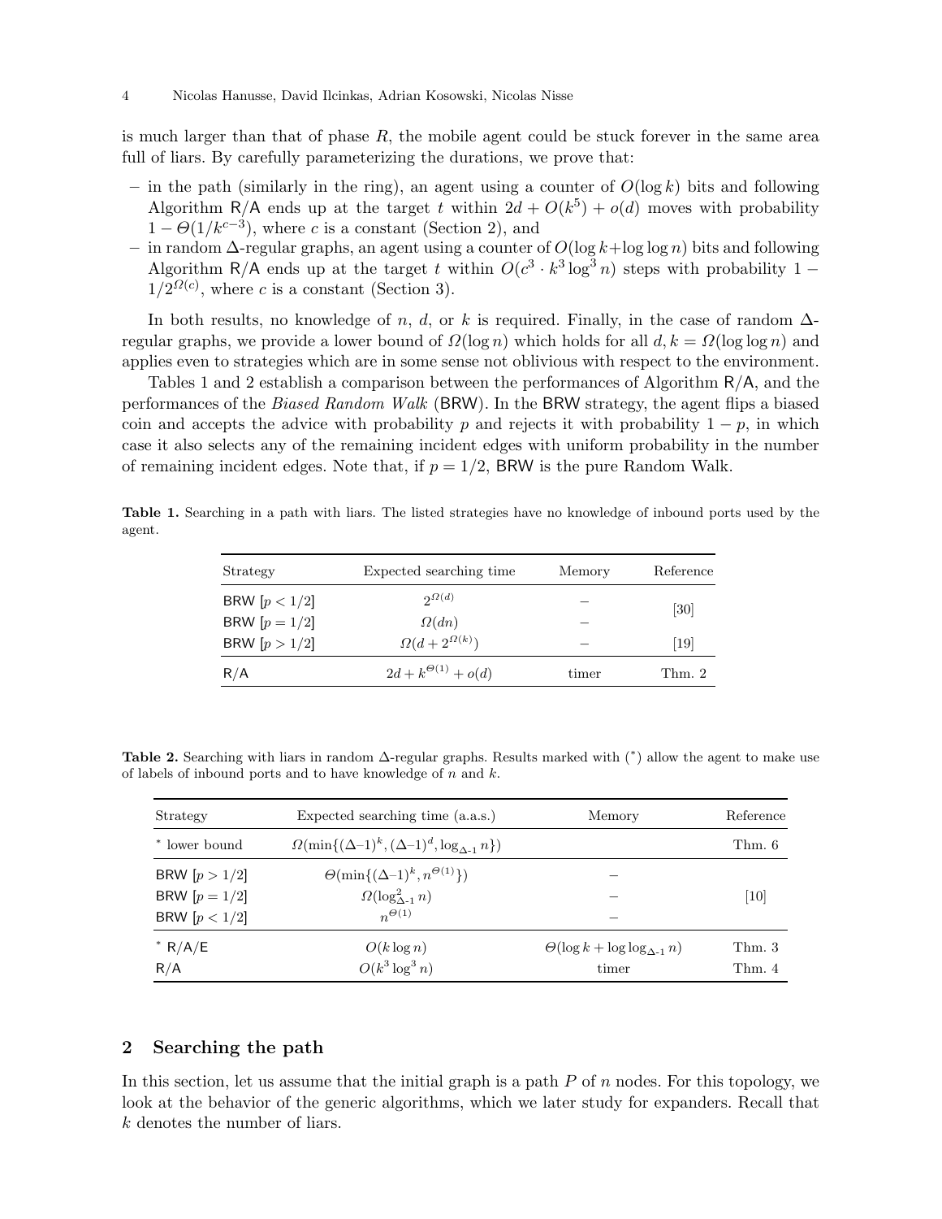is much larger than that of phase $R$, the mobile agent could be stuck forever in the same area full of liars. By carefully parameterizing the durations, we prove that:

- in the path (similarly in the ring), an agent using a counter of $O(\log k)$ bits and following Algorithm R/A ends up at the target $t$ within $2d + O(k^5) + o(d)$ moves with probability $1 - \Theta(1/k^{c-3})$, where $c$ is a constant (Section 2), and
- in random $\Delta$-regular graphs, an agent using a counter of $O(\log k + \log\log n)$ bits and following Algorithm R/A ends up at the target $t$ within $O(c^3 \cdot k^3 \log^3 n)$ steps with probability $1 - 1/2^{\Omega(c)}$, where $c$ is a constant (Section 3).

In both results, no knowledge of $n$, $d$, or $k$ is required. Finally, in the case of random $\Delta$-regular graphs, we provide a lower bound of $\Omega(\log n)$ which holds for all $d, k = \Omega(\log\log n)$ and applies even to strategies which are in some sense not oblivious with respect to the environment.

Tables 1 and 2 establish a comparison between the performances of Algorithm R/A, and the performances of the *Biased Random Walk* (BRW). In the BRW strategy, the agent flips a biased coin and accepts the advice with probability $p$ and rejects it with probability $1-p$, in which case it also selects any of the remaining incident edges with uniform probability in the number of remaining incident edges. Note that, if $p = 1/2$, BRW is the pure Random Walk.

**Table 1.** Searching in a path with liars. The listed strategies have no knowledge of inbound ports used by the agent.

| Strategy | Expected searching time | Memory | Reference |
|---|---|---|---|
| BRW $[p < 1/2]$ | $2^{\Omega(d)}$ | – | [30] |
| BRW $[p = 1/2]$ | $\Omega(dn)$ | – | |
| BRW $[p > 1/2]$ | $\Omega(d + 2^{\Omega(k)})$ | – | [19] |
| R/A | $2d + k^{\Theta(1)} + o(d)$ | timer | Thm. 2 |

**Table 2.** Searching with liars in random $\Delta$-regular graphs. Results marked with (*) allow the agent to make use of labels of inbound ports and to have knowledge of $n$ and $k$.

| Strategy | Expected searching time (a.a.s.) | Memory | Reference |
|---|---|---|---|
| * lower bound | $\Omega(\min\{(\Delta\text{-}1)^k, (\Delta\text{-}1)^d, \log_{\Delta\text{-}1} n\})$ | | Thm. 6 |
| BRW $[p > 1/2]$ | $\Theta(\min\{(\Delta\text{-}1)^k, n^{\Theta(1)}\})$ | – | |
| BRW $[p = 1/2]$ | $\Omega(\log^2_{\Delta\text{-}1} n)$ | – | [10] |
| BRW $[p < 1/2]$ | $n^{\Theta(1)}$ | – | |
| * R/A/E | $O(k \log n)$ | $\Theta(\log k + \log\log_{\Delta\text{-}1} n)$ | Thm. 3 |
| R/A | $O(k^3 \log^3 n)$ | timer | Thm. 4 |

## 2 Searching the path

In this section, let us assume that the initial graph is a path $P$ of $n$ nodes. For this topology, we look at the behavior of the generic algorithms, which we later study for expanders. Recall that $k$ denotes the number of liars.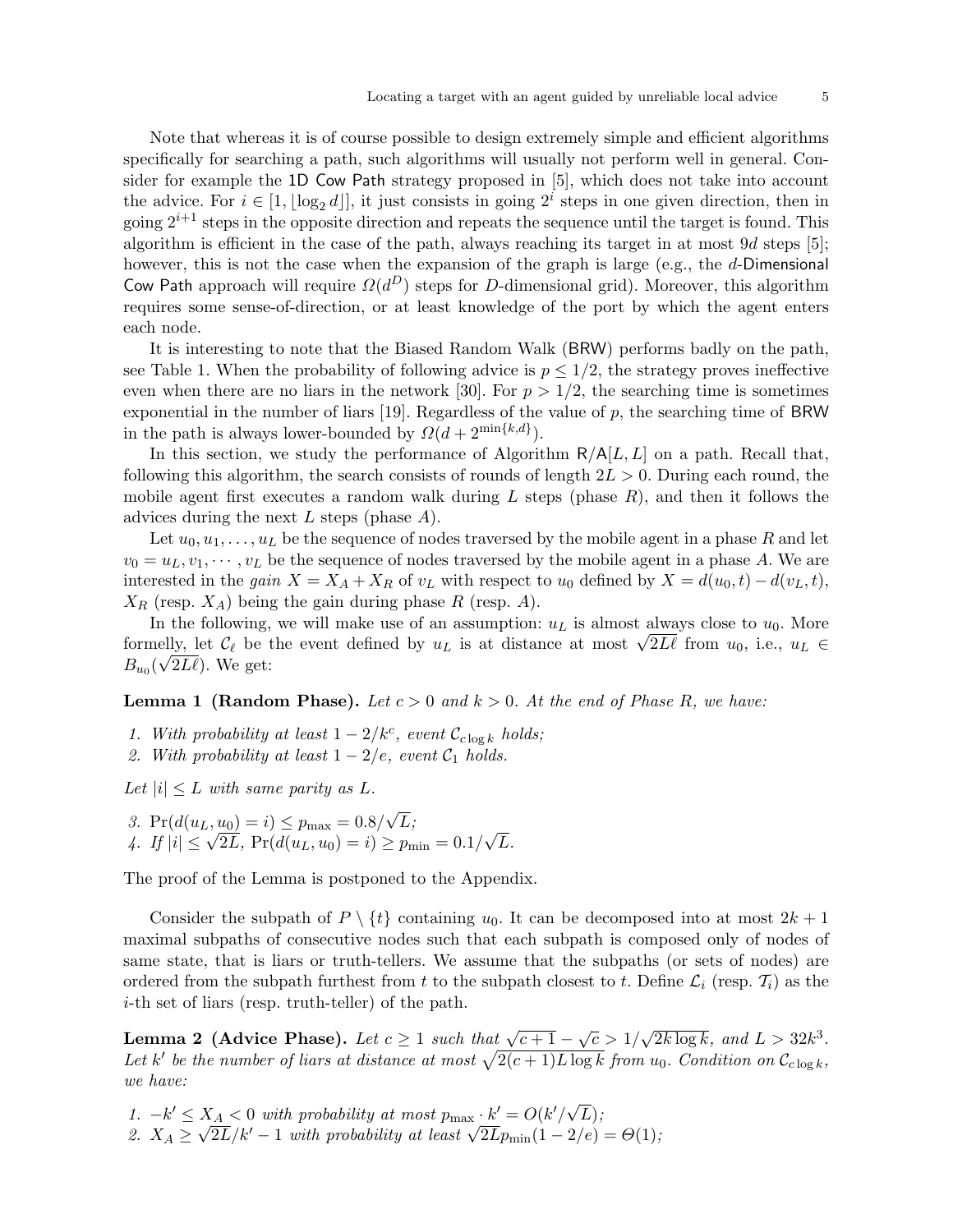Note that whereas it is of course possible to design extremely simple and efficient algorithms specifically for searching a path, such algorithms will usually not perform well in general. Consider for example the 1D Cow Path strategy proposed in [5], which does not take into account the advice. For $i \in [1, \lfloor \log_2 d \rfloor]$, it just consists in going $2^i$ steps in one given direction, then in going $2^{i+1}$ steps in the opposite direction and repeats the sequence until the target is found. This algorithm is efficient in the case of the path, always reaching its target in at most $9d$ steps [5]; however, this is not the case when the expansion of the graph is large (e.g., the $d$-Dimensional Cow Path approach will require $\Omega(d^D)$ steps for $D$-dimensional grid). Moreover, this algorithm requires some sense-of-direction, or at least knowledge of the port by which the agent enters each node.

It is interesting to note that the Biased Random Walk (BRW) performs badly on the path, see Table 1. When the probability of following advice is $p \leq 1/2$, the strategy proves ineffective even when there are no liars in the network [30]. For $p > 1/2$, the searching time is sometimes exponential in the number of liars [19]. Regardless of the value of $p$, the searching time of BRW in the path is always lower-bounded by $\Omega(d + 2^{\min\{k,d\}})$.

In this section, we study the performance of Algorithm R/A$[L, L]$ on a path. Recall that, following this algorithm, the search consists of rounds of length $2L > 0$. During each round, the mobile agent first executes a random walk during $L$ steps (phase $R$), and then it follows the advices during the next $L$ steps (phase $A$).

Let $u_0, u_1, \ldots, u_L$ be the sequence of nodes traversed by the mobile agent in a phase $R$ and let $v_0 = u_L, v_1, \cdots, v_L$ be the sequence of nodes traversed by the mobile agent in a phase $A$. We are interested in the *gain* $X = X_A + X_R$ of $v_L$ with respect to $u_0$ defined by $X = d(u_0, t) - d(v_L, t)$, $X_R$ (resp. $X_A$) being the gain during phase $R$ (resp. $A$).

In the following, we will make use of an assumption: $u_L$ is almost always close to $u_0$. More formelly, let $\mathcal{C}_\ell$ be the event defined by $u_L$ is at distance at most $\sqrt{2L\ell}$ from $u_0$, i.e., $u_L \in B_{u_0}(\sqrt{2L\ell})$. We get:

**Lemma 1 (Random Phase).** *Let $c > 0$ and $k > 0$. At the end of Phase R, we have:*

1. *With probability at least $1 - 2/k^c$, event $\mathcal{C}_{c \log k}$ holds;*
2. *With probability at least $1 - 2/e$, event $\mathcal{C}_1$ holds.*

*Let $|i| \leq L$ with same parity as $L$.*

3. $\Pr(d(u_L, u_0) = i) \leq p_{\max} = 0.8/\sqrt{L}$*;*
4. *If $|i| \leq \sqrt{2L}$, $\Pr(d(u_L, u_0) = i) \geq p_{\min} = 0.1/\sqrt{L}$.*

The proof of the Lemma is postponed to the Appendix.

Consider the subpath of $P \setminus \{t\}$ containing $u_0$. It can be decomposed into at most $2k + 1$ maximal subpaths of consecutive nodes such that each subpath is composed only of nodes of same state, that is liars or truth-tellers. We assume that the subpaths (or sets of nodes) are ordered from the subpath furthest from $t$ to the subpath closest to $t$. Define $\mathcal{L}_i$ (resp. $\mathcal{T}_i$) as the $i$-th set of liars (resp. truth-teller) of the path.

**Lemma 2 (Advice Phase).** *Let $c \geq 1$ such that $\sqrt{c+1} - \sqrt{c} > 1/\sqrt{2k \log k}$, and $L > 32k^3$. Let $k'$ be the number of liars at distance at most $\sqrt{2(c+1)L \log k}$ from $u_0$. Condition on $\mathcal{C}_{c \log k}$, we have:*

1. *$-k' \leq X_A < 0$ with probability at most $p_{\max} \cdot k' = O(k'/\sqrt{L})$;*
2. *$X_A \geq \sqrt{2L}/k' - 1$ with probability at least $\sqrt{2L} p_{\min}(1 - 2/e) = \Theta(1)$;*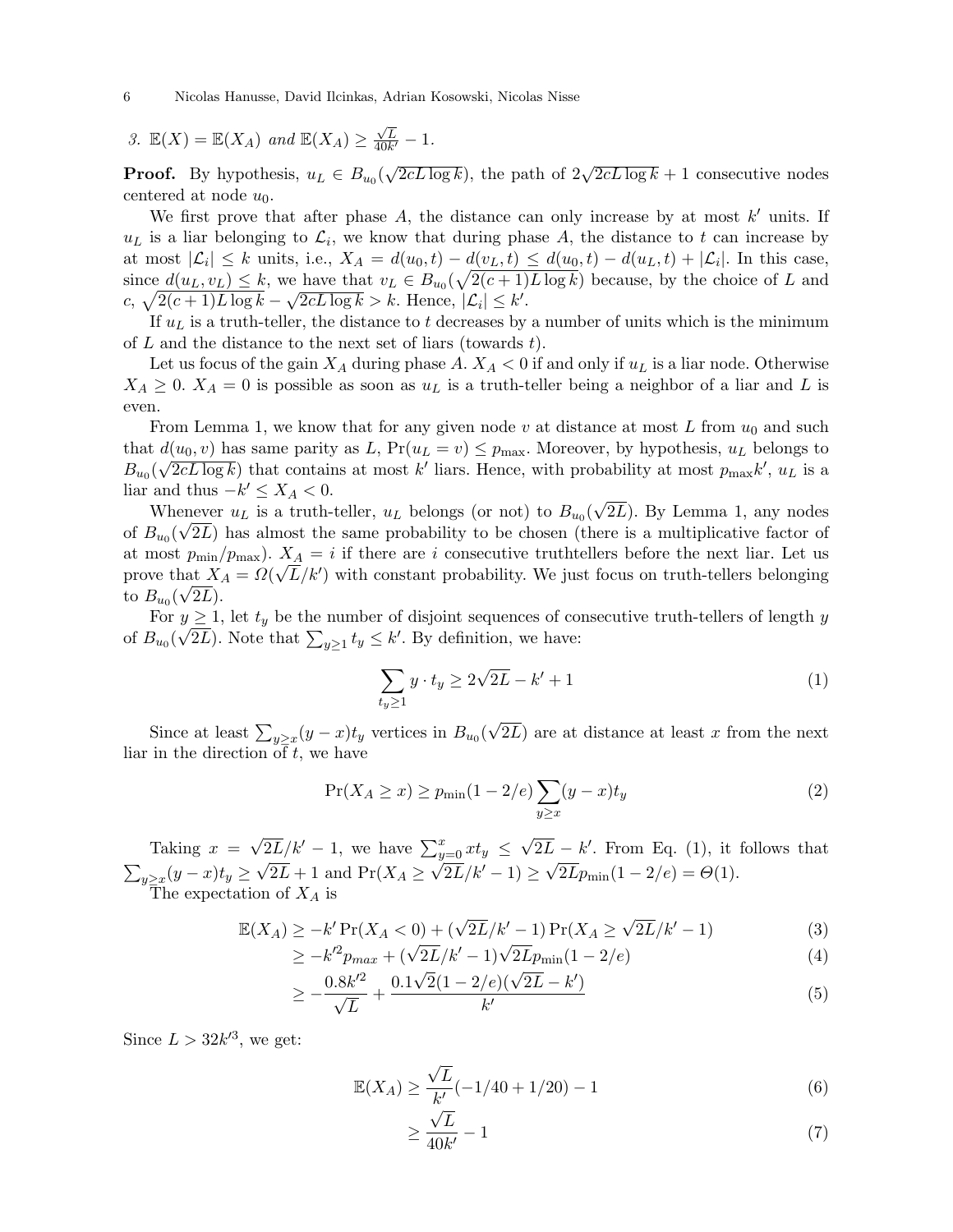*3.* $\mathbb{E}(X) = \mathbb{E}(X_A)$ *and* $\mathbb{E}(X_A) \geq \frac{\sqrt{L}}{40k'} - 1$.

**Proof.** By hypothesis, $u_L \in B_{u_0}(\sqrt{2cL \log k})$, the path of $2\sqrt{2cL\log k}+1$ consecutive nodes centered at node $u_0$.

We first prove that after phase $A$, the distance can only increase by at most $k'$ units. If $u_L$ is a liar belonging to $\mathcal{L}_i$, we know that during phase $A$, the distance to $t$ can increase by at most $|\mathcal{L}_i| \leq k$ units, i.e., $X_A = d(u_0,t) - d(v_L,t) \leq d(u_0,t) - d(u_L,t) + |\mathcal{L}_i|$. In this case, since $d(u_L, v_L) \leq k$, we have that $v_L \in B_{u_0}(\sqrt{2(c+1)L\log k})$ because, by the choice of $L$ and $c$, $\sqrt{2(c+1)L\log k} - \sqrt{2cL\log k} > k$. Hence, $|\mathcal{L}_i| \leq k'$.

If $u_L$ is a truth-teller, the distance to $t$ decreases by a number of units which is the minimum of $L$ and the distance to the next set of liars (towards $t$).

Let us focus of the gain $X_A$ during phase $A$. $X_A < 0$ if and only if $u_L$ is a liar node. Otherwise $X_A \geq 0$. $X_A = 0$ is possible as soon as $u_L$ is a truth-teller being a neighbor of a liar and $L$ is even.

From Lemma 1, we know that for any given node $v$ at distance at most $L$ from $u_0$ and such that $d(u_0, v)$ has same parity as $L$, $\Pr(u_L = v) \leq p_{\max}$. Moreover, by hypothesis, $u_L$ belongs to $B_{u_0}(\sqrt{2cL\log k})$ that contains at most $k'$ liars. Hence, with probability at most $p_{\max}k'$, $u_L$ is a liar and thus $-k' \leq X_A < 0$.

Whenever $u_L$ is a truth-teller, $u_L$ belongs (or not) to $B_{u_0}(\sqrt{2L})$. By Lemma 1, any nodes of $B_{u_0}(\sqrt{2L})$ has almost the same probability to be chosen (there is a multiplicative factor of at most $p_{\min}/p_{\max}$). $X_A = i$ if there are $i$ consecutive truthtellers before the next liar. Let us prove that $X_A = \Omega(\sqrt{L}/k')$ with constant probability. We just focus on truth-tellers belonging to $B_{u_0}(\sqrt{2L})$.

For $y \geq 1$, let $t_y$ be the number of disjoint sequences of consecutive truth-tellers of length $y$ of $B_{u_0}(\sqrt{2L})$. Note that $\sum_{y\geq 1} t_y \leq k'$. By definition, we have:

$$\sum_{t_y \geq 1} y \cdot t_y \geq 2\sqrt{2L} - k' + 1 \tag{1}$$

Since at least $\sum_{y\geq x}(y-x)t_y$ vertices in $B_{u_0}(\sqrt{2L})$ are at distance at least $x$ from the next liar in the direction of $t$, we have

$$\Pr(X_A \geq x) \geq p_{\min}(1 - 2/e)\sum_{y \geq x}(y-x)t_y \tag{2}$$

Taking $x = \sqrt{2L}/k' - 1$, we have $\sum_{y=0}^{x} x t_y \leq \sqrt{2L} - k'$. From Eq. (1), it follows that $\sum_{y\geq x}(y-x)t_y \geq \sqrt{2L}+1$ and $\Pr(X_A \geq \sqrt{2L}/k' - 1) \geq \sqrt{2L}p_{\min}(1-2/e) = \Theta(1)$.

The expectation of $X_A$ is

$$\mathbb{E}(X_A) \geq -k' \Pr(X_A < 0) + (\sqrt{2L}/k' - 1)\Pr(X_A \geq \sqrt{2L}/k' - 1) \tag{3}$$

$$\geq -k'^2 p_{max} + (\sqrt{2L}/k' - 1)\sqrt{2L}p_{\min}(1-2/e) \tag{4}$$

$$\geq -\frac{0.8k'^2}{\sqrt{L}} + \frac{0.1\sqrt{2}(1-2/e)(\sqrt{2L} - k')}{k'} \tag{5}$$

Since $L > 32k'^3$, we get:

$$\mathbb{E}(X_A) \geq \frac{\sqrt{L}}{k'}(-1/40 + 1/20) - 1 \tag{6}$$

$$\geq \frac{\sqrt{L}}{40k'} - 1 \tag{7}$$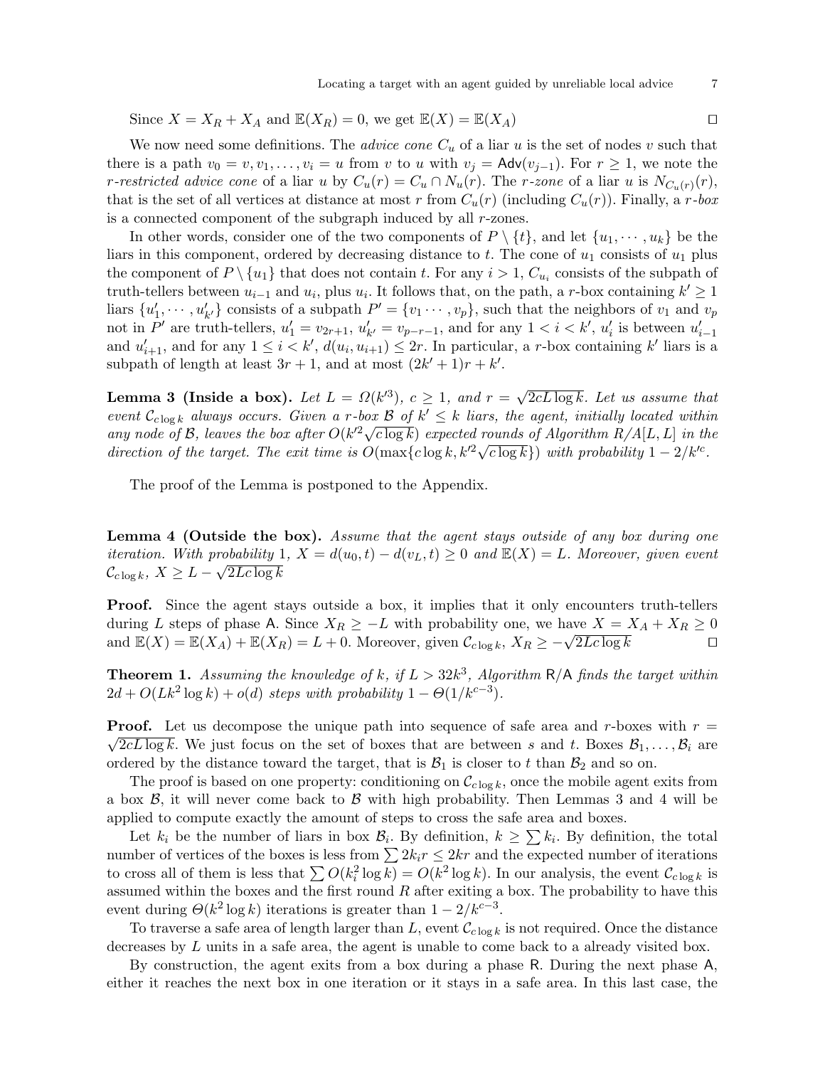Since $X = X_R + X_A$ and $\mathbb{E}(X_R) = 0$, we get $\mathbb{E}(X) = \mathbb{E}(X_A)$ □

We now need some definitions. The *advice cone* $C_u$ of a liar $u$ is the set of nodes $v$ such that there is a path $v_0 = v, v_1, \ldots, v_i = u$ from $v$ to $u$ with $v_j = \mathsf{Adv}(v_{j-1})$. For $r \geq 1$, we note the *r-restricted advice cone* of a liar $u$ by $C_u(r) = C_u \cap N_u(r)$. The *r-zone* of a liar $u$ is $N_{C_u(r)}(r)$, that is the set of all vertices at distance at most $r$ from $C_u(r)$ (including $C_u(r)$). Finally, a *r-box* is a connected component of the subgraph induced by all $r$-zones.

In other words, consider one of the two components of $P \setminus \{t\}$, and let $\{u_1, \cdots, u_k\}$ be the liars in this component, ordered by decreasing distance to $t$. The cone of $u_1$ consists of $u_1$ plus the component of $P \setminus \{u_1\}$ that does not contain $t$. For any $i > 1$, $C_{u_i}$ consists of the subpath of truth-tellers between $u_{i-1}$ and $u_i$, plus $u_i$. It follows that, on the path, a $r$-box containing $k' \geq 1$ liars $\{u'_1, \cdots, u'_{k'}\}$ consists of a subpath $P' = \{v_1 \cdots, v_p\}$, such that the neighbors of $v_1$ and $v_p$ not in $P'$ are truth-tellers, $u'_1 = v_{2r+1}$, $u'_{k'} = v_{p-r-1}$, and for any $1 < i < k'$, $u'_i$ is between $u'_{i-1}$ and $u'_{i+1}$, and for any $1 \leq i < k'$, $d(u_i, u_{i+1}) \leq 2r$. In particular, a $r$-box containing $k'$ liars is a subpath of length at least $3r + 1$, and at most $(2k' + 1)r + k'$.

**Lemma 3 (Inside a box).** *Let $L = \Omega(k'^3)$, $c \geq 1$, and $r = \sqrt{2cL \log k}$. Let us assume that event $\mathcal{C}_{c \log k}$ always occurs. Given a $r$-box $\mathcal{B}$ of $k' \leq k$ liars, the agent, initially located within any node of $\mathcal{B}$, leaves the box after $O(k'^2 \sqrt{c \log k})$ expected rounds of Algorithm $R/A[L, L]$ in the direction of the target. The exit time is $O(\max\{c \log k, k'^2 \sqrt{c \log k}\})$ with probability $1 - 2/k'^c$.*

The proof of the Lemma is postponed to the Appendix.

**Lemma 4 (Outside the box).** *Assume that the agent stays outside of any box during one iteration. With probability 1, $X = d(u_0, t) - d(v_L, t) \geq 0$ and $\mathbb{E}(X) = L$. Moreover, given event $\mathcal{C}_{c \log k}$, $X \geq L - \sqrt{2Lc \log k}$*

**Proof.** Since the agent stays outside a box, it implies that it only encounters truth-tellers during $L$ steps of phase $\mathsf{A}$. Since $X_R \geq -L$ with probability one, we have $X = X_A + X_R \geq 0$ and $\mathbb{E}(X) = \mathbb{E}(X_A) + \mathbb{E}(X_R) = L + 0$. Moreover, given $\mathcal{C}_{c \log k}$, $X_R \geq -\sqrt{2Lc \log k}$ □

**Theorem 1.** *Assuming the knowledge of $k$, if $L > 32k^3$, Algorithm $\mathsf{R/A}$ finds the target within $2d + O(Lk^2 \log k) + o(d)$ steps with probability $1 - \Theta(1/k^{c-3})$.*

**Proof.** Let us decompose the unique path into sequence of safe area and $r$-boxes with $r = \sqrt{2cL \log k}$. We just focus on the set of boxes that are between $s$ and $t$. Boxes $\mathcal{B}_1, \ldots, \mathcal{B}_i$ are ordered by the distance toward the target, that is $\mathcal{B}_1$ is closer to $t$ than $\mathcal{B}_2$ and so on.

The proof is based on one property: conditioning on $\mathcal{C}_{c \log k}$, once the mobile agent exits from a box $\mathcal{B}$, it will never come back to $\mathcal{B}$ with high probability. Then Lemmas 3 and 4 will be applied to compute exactly the amount of steps to cross the safe area and boxes.

Let $k_i$ be the number of liars in box $\mathcal{B}_i$. By definition, $k \geq \sum k_i$. By definition, the total number of vertices of the boxes is less from $\sum 2k_i r \leq 2kr$ and the expected number of iterations to cross all of them is less that $\sum O(k_i^2 \log k) = O(k^2 \log k)$. In our analysis, the event $\mathcal{C}_{c \log k}$ is assumed within the boxes and the first round $R$ after exiting a box. The probability to have this event during $\Theta(k^2 \log k)$ iterations is greater than $1 - 2/k^{c-3}$.

To traverse a safe area of length larger than $L$, event $\mathcal{C}_{c \log k}$ is not required. Once the distance decreases by $L$ units in a safe area, the agent is unable to come back to a already visited box.

By construction, the agent exits from a box during a phase $\mathsf{R}$. During the next phase $\mathsf{A}$, either it reaches the next box in one iteration or it stays in a safe area. In this last case, the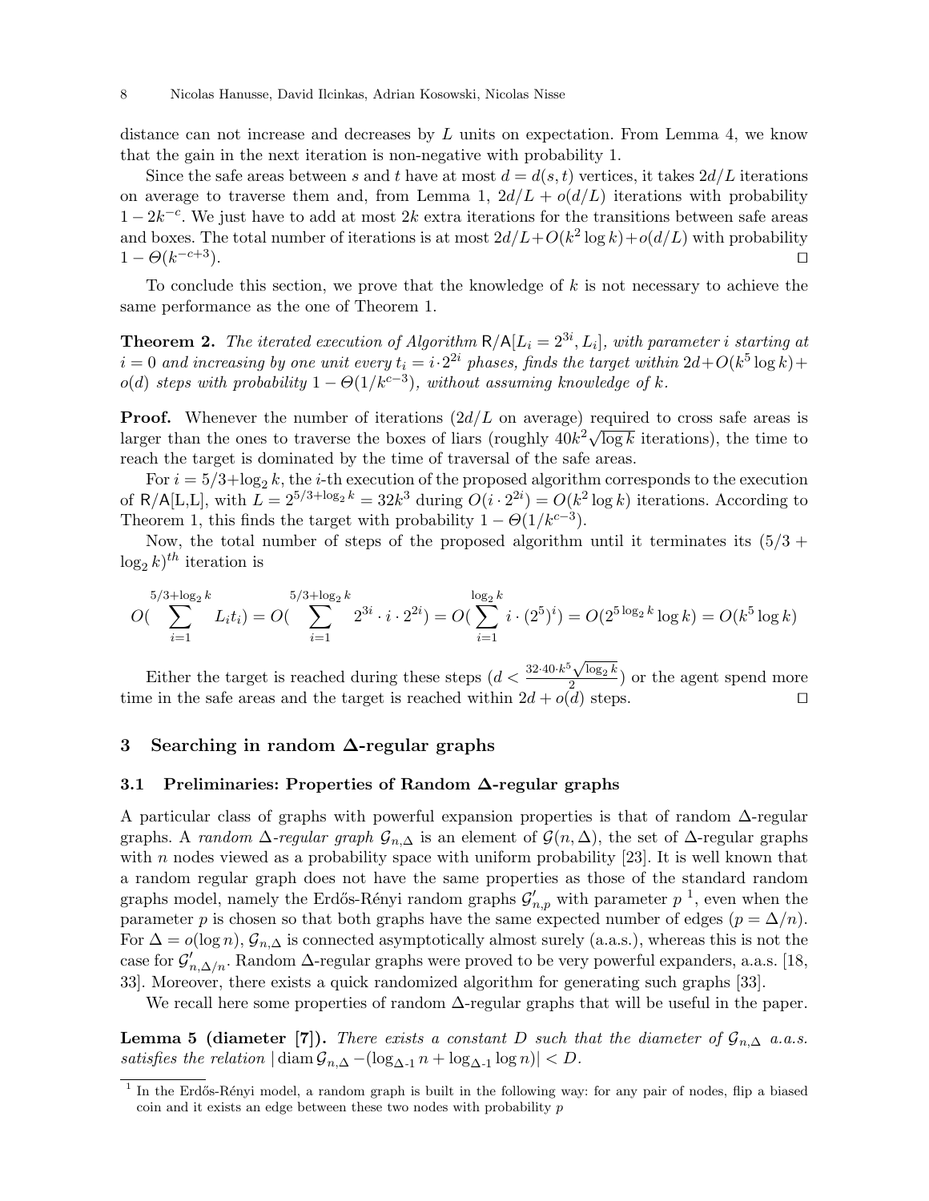distance can not increase and decreases by $L$ units on expectation. From Lemma 4, we know that the gain in the next iteration is non-negative with probability 1.

Since the safe areas between $s$ and $t$ have at most $d = d(s,t)$ vertices, it takes $2d/L$ iterations on average to traverse them and, from Lemma 1, $2d/L + o(d/L)$ iterations with probability $1 - 2k^{-c}$. We just have to add at most $2k$ extra iterations for the transitions between safe areas and boxes. The total number of iterations is at most $2d/L + O(k^2 \log k) + o(d/L)$ with probability $1 - \Theta(k^{-c+3})$. □

To conclude this section, we prove that the knowledge of $k$ is not necessary to achieve the same performance as the one of Theorem 1.

**Theorem 2.** *The iterated execution of Algorithm* $\mathsf{R/A}[L_i = 2^{3i}, L_i]$*, with parameter* $i$ *starting at* $i = 0$ *and increasing by one unit every* $t_i = i \cdot 2^{2i}$ *phases, finds the target within* $2d + O(k^5 \log k) + o(d)$ *steps with probability* $1 - \Theta(1/k^{c-3})$*, without assuming knowledge of* $k$*.*

**Proof.** Whenever the number of iterations ($2d/L$ on average) required to cross safe areas is larger than the ones to traverse the boxes of liars (roughly $40k^2\sqrt{\log k}$ iterations), the time to reach the target is dominated by the time of traversal of the safe areas.

For $i = 5/3 + \log_2 k$, the $i$-th execution of the proposed algorithm corresponds to the execution of $\mathsf{R/A}$[L,L], with $L = 2^{5/3 + \log_2 k} = 32k^3$ during $O(i \cdot 2^{2i}) = O(k^2 \log k)$ iterations. According to Theorem 1, this finds the target with probability $1 - \Theta(1/k^{c-3})$.

Now, the total number of steps of the proposed algorithm until it terminates its $(5/3 + \log_2 k)^{th}$ iteration is

$$O(\sum_{i=1}^{5/3+\log_2 k} L_i t_i) = O(\sum_{i=1}^{5/3+\log_2 k} 2^{3i} \cdot i \cdot 2^{2i}) = O(\sum_{i=1}^{\log_2 k} i \cdot (2^5)^i) = O(2^{5\log_2 k} \log k) = O(k^5 \log k)$$

Either the target is reached during these steps ($d < \frac{32 \cdot 40 \cdot k^5 \sqrt{\log_2 k}}{2}$) or the agent spend more time in the safe areas and the target is reached within $2d + o(d)$ steps. □

## 3 Searching in random Δ-regular graphs

### 3.1 Preliminaries: Properties of Random Δ-regular graphs

A particular class of graphs with powerful expansion properties is that of random Δ-regular graphs. A *random* Δ*-regular graph* $\mathcal{G}_{n,\Delta}$ is an element of $\mathcal{G}(n, \Delta)$, the set of Δ-regular graphs with $n$ nodes viewed as a probability space with uniform probability [23]. It is well known that a random regular graph does not have the same properties as those of the standard random graphs model, namely the Erdős-Rényi random graphs $\mathcal{G}'_{n,p}$ with parameter $p$ [1], even when the parameter $p$ is chosen so that both graphs have the same expected number of edges ($p = \Delta/n$). For $\Delta = o(\log n)$, $\mathcal{G}_{n,\Delta}$ is connected asymptotically almost surely (a.a.s.), whereas this is not the case for $\mathcal{G}'_{n,\Delta/n}$. Random Δ-regular graphs were proved to be very powerful expanders, a.a.s. [18, 33]. Moreover, there exists a quick randomized algorithm for generating such graphs [33].

We recall here some properties of random Δ-regular graphs that will be useful in the paper.

**Lemma 5 (diameter [7]).** *There exists a constant* $D$ *such that the diameter of* $\mathcal{G}_{n,\Delta}$ *a.a.s. satisfies the relation* $|\operatorname{diam} \mathcal{G}_{n,\Delta} - (\log_{\Delta\text{-}1} n + \log_{\Delta\text{-}1} \log n)| < D$.

[1] In the Erdős-Rényi model, a random graph is built in the following way: for any pair of nodes, flip a biased coin and it exists an edge between these two nodes with probability $p$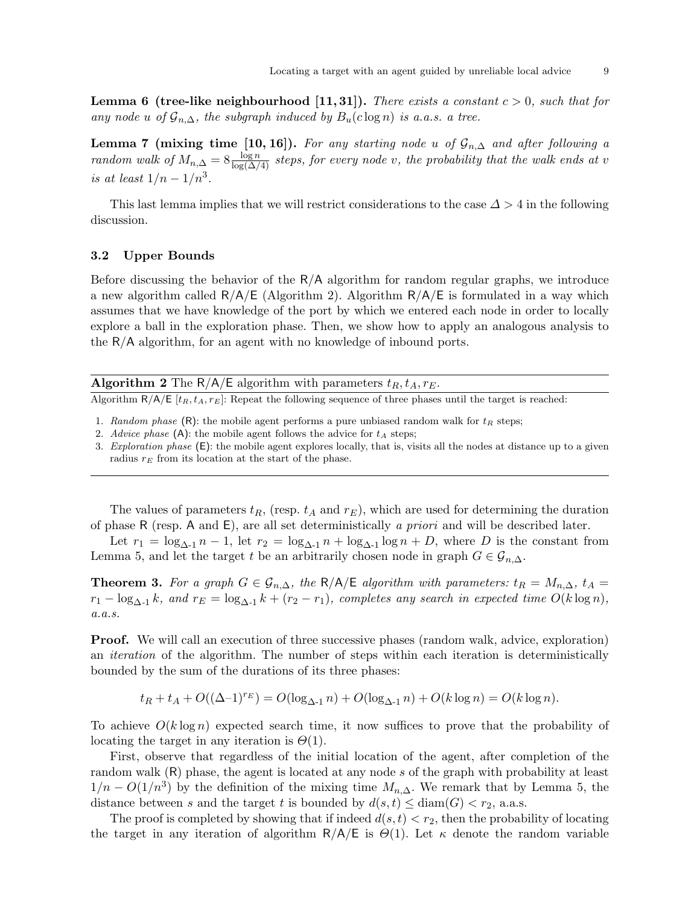**Lemma 6 (tree-like neighbourhood [11, 31]).** *There exists a constant $c > 0$, such that for any node $u$ of $\mathcal{G}_{n,\Delta}$, the subgraph induced by $B_u(c \log n)$ is a.a.s. a tree.*

**Lemma 7 (mixing time [10, 16]).** *For any starting node $u$ of $\mathcal{G}_{n,\Delta}$ and after following a random walk of $M_{n,\Delta} = 8\frac{\log n}{\log(\Delta/4)}$ steps, for every node $v$, the probability that the walk ends at $v$ is at least $1/n - 1/n^3$.*

This last lemma implies that we will restrict considerations to the case $\Delta > 4$ in the following discussion.

### 3.2 Upper Bounds

Before discussing the behavior of the R/A algorithm for random regular graphs, we introduce a new algorithm called R/A/E (Algorithm 2). Algorithm R/A/E is formulated in a way which assumes that we have knowledge of the port by which we entered each node in order to locally explore a ball in the exploration phase. Then, we show how to apply an analogous analysis to the R/A algorithm, for an agent with no knowledge of inbound ports.

---

**Algorithm 2** The R/A/E algorithm with parameters $t_R, t_A, r_E$.

Algorithm R/A/E $[t_R, t_A, r_E]$: Repeat the following sequence of three phases until the target is reached:

1. *Random phase* (R): the mobile agent performs a pure unbiased random walk for $t_R$ steps;
2. *Advice phase* (A): the mobile agent follows the advice for $t_A$ steps;
3. *Exploration phase* (E): the mobile agent explores locally, that is, visits all the nodes at distance up to a given radius $r_E$ from its location at the start of the phase.

---

The values of parameters $t_R$, (resp. $t_A$ and $r_E$), which are used for determining the duration of phase R (resp. A and E), are all set deterministically *a priori* and will be described later.

Let $r_1 = \log_{\Delta\text{-}1} n - 1$, let $r_2 = \log_{\Delta\text{-}1} n + \log_{\Delta\text{-}1} \log n + D$, where $D$ is the constant from Lemma 5, and let the target $t$ be an arbitrarily chosen node in graph $G \in \mathcal{G}_{n,\Delta}$.

**Theorem 3.** *For a graph $G \in \mathcal{G}_{n,\Delta}$, the R/A/E algorithm with parameters: $t_R = M_{n,\Delta}$, $t_A = r_1 - \log_{\Delta\text{-}1} k$, and $r_E = \log_{\Delta\text{-}1} k + (r_2 - r_1)$, completes any search in expected time $O(k \log n)$, a.a.s.*

**Proof.** We will call an execution of three successive phases (random walk, advice, exploration) an *iteration* of the algorithm. The number of steps within each iteration is deterministically bounded by the sum of the durations of its three phases:

$$t_R + t_A + O((\Delta\text{–}1)^{r_E}) = O(\log_{\Delta\text{-}1} n) + O(\log_{\Delta\text{-}1} n) + O(k \log n) = O(k \log n).$$

To achieve $O(k \log n)$ expected search time, it now suffices to prove that the probability of locating the target in any iteration is $\Theta(1)$.

First, observe that regardless of the initial location of the agent, after completion of the random walk (R) phase, the agent is located at any node $s$ of the graph with probability at least $1/n - O(1/n^3)$ by the definition of the mixing time $M_{n,\Delta}$. We remark that by Lemma 5, the distance between $s$ and the target $t$ is bounded by $d(s,t) \leq \operatorname{diam}(G) < r_2$, a.a.s.

The proof is completed by showing that if indeed $d(s,t) < r_2$, then the probability of locating the target in any iteration of algorithm R/A/E is $\Theta(1)$. Let $\kappa$ denote the random variable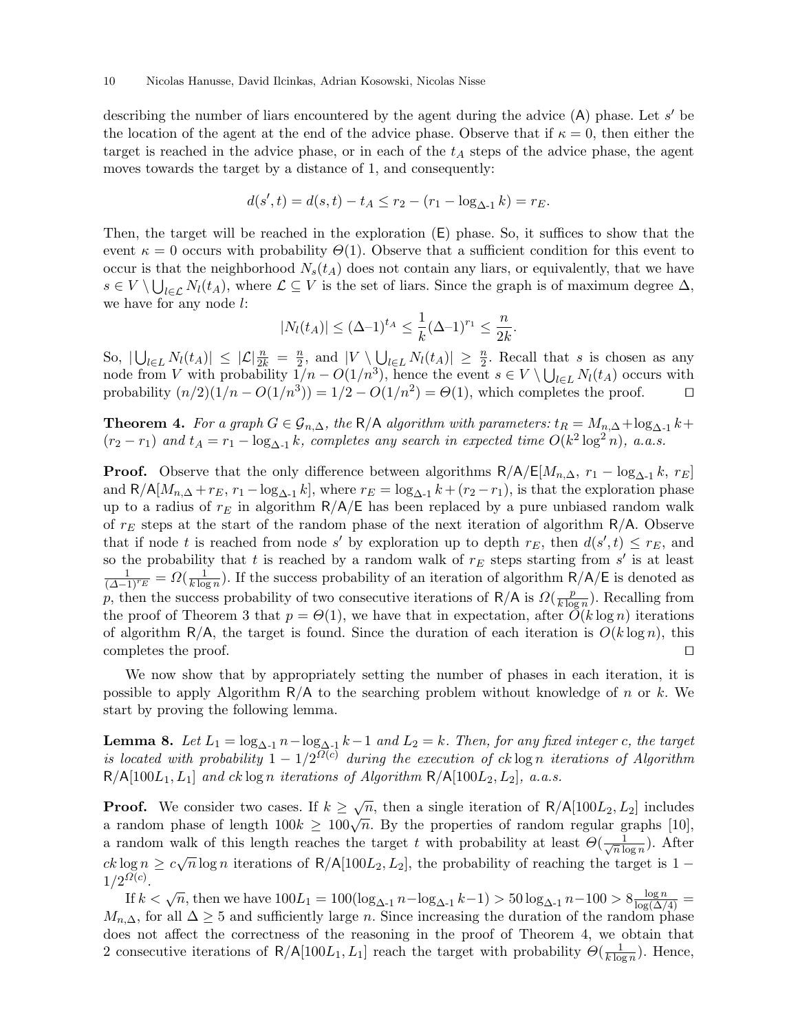describing the number of liars encountered by the agent during the advice (A) phase. Let $s'$ be the location of the agent at the end of the advice phase. Observe that if $\kappa = 0$, then either the target is reached in the advice phase, or in each of the $t_A$ steps of the advice phase, the agent moves towards the target by a distance of 1, and consequently:

$$d(s', t) = d(s, t) - t_A \leq r_2 - (r_1 - \log_{\Delta\text{-}1} k) = r_E.$$

Then, the target will be reached in the exploration (E) phase. So, it suffices to show that the event $\kappa = 0$ occurs with probability $\Theta(1)$. Observe that a sufficient condition for this event to occur is that the neighborhood $N_s(t_A)$ does not contain any liars, or equivalently, that we have $s \in V \setminus \bigcup_{l \in \mathcal{L}} N_l(t_A)$, where $\mathcal{L} \subseteq V$ is the set of liars. Since the graph is of maximum degree $\Delta$, we have for any node $l$:

$$|N_l(t_A)| \leq (\Delta\text{-}1)^{t_A} \leq \frac{1}{k}(\Delta\text{-}1)^{r_1} \leq \frac{n}{2k}.$$

So, $|\bigcup_{l \in L} N_l(t_A)| \leq |\mathcal{L}| \frac{n}{2k} = \frac{n}{2}$, and $|V \setminus \bigcup_{l \in L} N_l(t_A)| \geq \frac{n}{2}$. Recall that $s$ is chosen as any node from $V$ with probability $1/n - O(1/n^3)$, hence the event $s \in V \setminus \bigcup_{l \in L} N_l(t_A)$ occurs with probability $(n/2)(1/n - O(1/n^3)) = 1/2 - O(1/n^2) = \Theta(1)$, which completes the proof. □

**Theorem 4.** *For a graph $G \in \mathcal{G}_{n,\Delta}$, the R/A algorithm with parameters: $t_R = M_{n,\Delta} + \log_{\Delta\text{-}1} k + (r_2 - r_1)$ and $t_A = r_1 - \log_{\Delta\text{-}1} k$, completes any search in expected time $O(k^2 \log^2 n)$, a.a.s.*

**Proof.** Observe that the only difference between algorithms R/A/E$[M_{n,\Delta},\ r_1 - \log_{\Delta\text{-}1} k,\ r_E]$ and R/A$[M_{n,\Delta} + r_E,\ r_1 - \log_{\Delta\text{-}1} k]$, where $r_E = \log_{\Delta\text{-}1} k + (r_2 - r_1)$, is that the exploration phase up to a radius of $r_E$ in algorithm R/A/E has been replaced by a pure unbiased random walk of $r_E$ steps at the start of the random phase of the next iteration of algorithm R/A. Observe that if node $t$ is reached from node $s'$ by exploration up to depth $r_E$, then $d(s', t) \leq r_E$, and so the probability that $t$ is reached by a random walk of $r_E$ steps starting from $s'$ is at least $\frac{1}{(\Delta\text{-}1)^{r_E}} = \Omega(\frac{1}{k \log n})$. If the success probability of an iteration of algorithm R/A/E is denoted as $p$, then the success probability of two consecutive iterations of R/A is $\Omega(\frac{p}{k \log n})$. Recalling from the proof of Theorem 3 that $p = \Theta(1)$, we have that in expectation, after $O(k \log n)$ iterations of algorithm R/A, the target is found. Since the duration of each iteration is $O(k \log n)$, this completes the proof. □

We now show that by appropriately setting the number of phases in each iteration, it is possible to apply Algorithm R/A to the searching problem without knowledge of $n$ or $k$. We start by proving the following lemma.

**Lemma 8.** *Let $L_1 = \log_{\Delta\text{-}1} n - \log_{\Delta\text{-}1} k - 1$ and $L_2 = k$. Then, for any fixed integer $c$, the target is located with probability $1 - 1/2^{\Omega(c)}$ during the execution of $ck \log n$ iterations of Algorithm R/A$[100L_1, L_1]$ and $ck \log n$ iterations of Algorithm R/A$[100L_2, L_2]$, a.a.s.*

**Proof.** We consider two cases. If $k \geq \sqrt{n}$, then a single iteration of R/A$[100L_2, L_2]$ includes a random phase of length $100k \geq 100\sqrt{n}$. By the properties of random regular graphs [10], a random walk of this length reaches the target $t$ with probability at least $\Theta(\frac{1}{\sqrt{n} \log n})$. After $ck \log n \geq c\sqrt{n} \log n$ iterations of R/A$[100L_2, L_2]$, the probability of reaching the target is $1 - 1/2^{\Omega(c)}$.

If $k < \sqrt{n}$, then we have $100L_1 = 100(\log_{\Delta\text{-}1} n - \log_{\Delta\text{-}1} k - 1) > 50 \log_{\Delta\text{-}1} n - 100 > 8 \frac{\log n}{\log(\Delta/4)} = M_{n,\Delta}$, for all $\Delta \geq 5$ and sufficiently large $n$. Since increasing the duration of the random phase does not affect the correctness of the reasoning in the proof of Theorem 4, we obtain that 2 consecutive iterations of R/A$[100L_1, L_1]$ reach the target with probability $\Theta(\frac{1}{k \log n})$. Hence,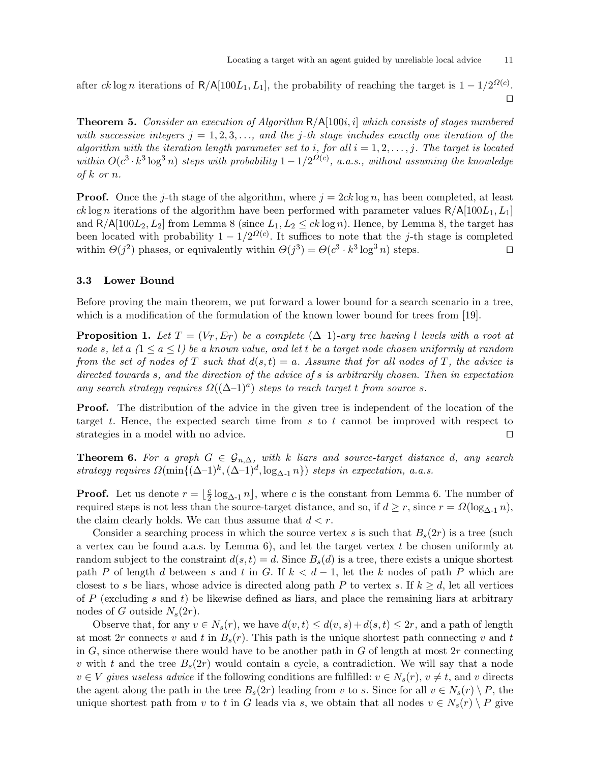after $ck \log n$ iterations of $\mathsf{R/A}[100L_1, L_1]$, the probability of reaching the target is $1 - 1/2^{\Omega(c)}$. ◻

**Theorem 5.** *Consider an execution of Algorithm $\mathsf{R/A}[100i, i]$ which consists of stages numbered with successive integers $j = 1, 2, 3, \ldots$, and the $j$-th stage includes exactly one iteration of the algorithm with the iteration length parameter set to $i$, for all $i = 1, 2, \ldots, j$. The target is located within $O(c^3 \cdot k^3 \log^3 n)$ steps with probability $1 - 1/2^{\Omega(c)}$, a.a.s., without assuming the knowledge of $k$ or $n$.*

**Proof.** Once the $j$-th stage of the algorithm, where $j = 2ck \log n$, has been completed, at least $ck \log n$ iterations of the algorithm have been performed with parameter values $\mathsf{R/A}[100L_1, L_1]$ and $\mathsf{R/A}[100L_2, L_2]$ from Lemma 8 (since $L_1, L_2 \leq ck \log n$). Hence, by Lemma 8, the target has been located with probability $1 - 1/2^{\Omega(c)}$. It suffices to note that the $j$-th stage is completed within $\Theta(j^2)$ phases, or equivalently within $\Theta(j^3) = \Theta(c^3 \cdot k^3 \log^3 n)$ steps. ◻

### 3.3 Lower Bound

Before proving the main theorem, we put forward a lower bound for a search scenario in a tree, which is a modification of the formulation of the known lower bound for trees from [19].

**Proposition 1.** *Let $T = (V_T, E_T)$ be a complete $(\Delta\text{–}1)$-ary tree having $l$ levels with a root at node $s$, let $a$ $(1 \leq a \leq l)$ be a known value, and let $t$ be a target node chosen uniformly at random from the set of nodes of $T$ such that $d(s,t) = a$. Assume that for all nodes of $T$, the advice is directed towards $s$, and the direction of the advice of $s$ is arbitrarily chosen. Then in expectation any search strategy requires $\Omega((\Delta\text{–}1)^a)$ steps to reach target $t$ from source $s$.*

**Proof.** The distribution of the advice in the given tree is independent of the location of the target $t$. Hence, the expected search time from $s$ to $t$ cannot be improved with respect to strategies in a model with no advice. ◻

**Theorem 6.** *For a graph $G \in \mathcal{G}_{n,\Delta}$, with $k$ liars and source-target distance $d$, any search strategy requires $\Omega(\min\{(\Delta\text{–}1)^k, (\Delta\text{–}1)^d, \log_{\Delta\text{-}1} n\})$ steps in expectation, a.a.s.*

**Proof.** Let us denote $r = \lfloor \frac{c}{2} \log_{\Delta\text{-}1} n \rfloor$, where $c$ is the constant from Lemma 6. The number of required steps is not less than the source-target distance, and so, if $d \geq r$, since $r = \Omega(\log_{\Delta\text{-}1} n)$, the claim clearly holds. We can thus assume that $d < r$.

Consider a searching process in which the source vertex $s$ is such that $B_s(2r)$ is a tree (such a vertex can be found a.a.s. by Lemma 6), and let the target vertex $t$ be chosen uniformly at random subject to the constraint $d(s,t) = d$. Since $B_s(d)$ is a tree, there exists a unique shortest path $P$ of length $d$ between $s$ and $t$ in $G$. If $k < d - 1$, let the $k$ nodes of path $P$ which are closest to $s$ be liars, whose advice is directed along path $P$ to vertex $s$. If $k \geq d$, let all vertices of $P$ (excluding $s$ and $t$) be likewise defined as liars, and place the remaining liars at arbitrary nodes of $G$ outside $N_s(2r)$.

Observe that, for any $v \in N_s(r)$, we have $d(v,t) \leq d(v,s) + d(s,t) \leq 2r$, and a path of length at most $2r$ connects $v$ and $t$ in $B_s(r)$. This path is the unique shortest path connecting $v$ and $t$ in $G$, since otherwise there would have to be another path in $G$ of length at most $2r$ connecting $v$ with $t$ and the tree $B_s(2r)$ would contain a cycle, a contradiction. We will say that a node $v \in V$ *gives useless advice* if the following conditions are fulfilled: $v \in N_s(r)$, $v \neq t$, and $v$ directs the agent along the path in the tree $B_s(2r)$ leading from $v$ to $s$. Since for all $v \in N_s(r) \setminus P$, the unique shortest path from $v$ to $t$ in $G$ leads via $s$, we obtain that all nodes $v \in N_s(r) \setminus P$ give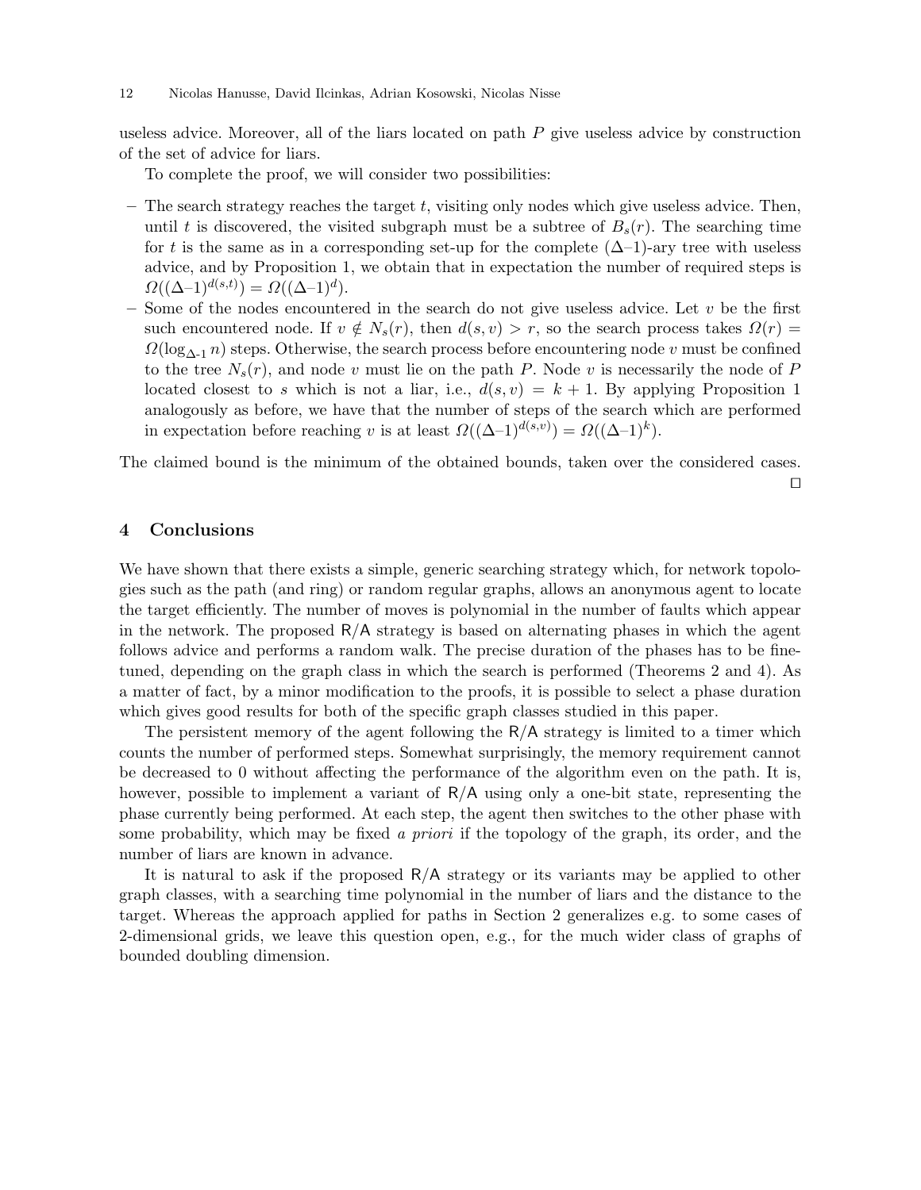useless advice. Moreover, all of the liars located on path $P$ give useless advice by construction of the set of advice for liars.

To complete the proof, we will consider two possibilities:

- The search strategy reaches the target $t$, visiting only nodes which give useless advice. Then, until $t$ is discovered, the visited subgraph must be a subtree of $B_s(r)$. The searching time for $t$ is the same as in a corresponding set-up for the complete $(\Delta-1)$-ary tree with useless advice, and by Proposition 1, we obtain that in expectation the number of required steps is $\Omega((\Delta-1)^{d(s,t)}) = \Omega((\Delta-1)^d)$.
- Some of the nodes encountered in the search do not give useless advice. Let $v$ be the first such encountered node. If $v \notin N_s(r)$, then $d(s,v) > r$, so the search process takes $\Omega(r) = \Omega(\log_{\Delta-1} n)$ steps. Otherwise, the search process before encountering node $v$ must be confined to the tree $N_s(r)$, and node $v$ must lie on the path $P$. Node $v$ is necessarily the node of $P$ located closest to $s$ which is not a liar, i.e., $d(s,v) = k+1$. By applying Proposition 1 analogously as before, we have that the number of steps of the search which are performed in expectation before reaching $v$ is at least $\Omega((\Delta-1)^{d(s,v)}) = \Omega((\Delta-1)^k)$.

The claimed bound is the minimum of the obtained bounds, taken over the considered cases. □

## 4 Conclusions

We have shown that there exists a simple, generic searching strategy which, for network topologies such as the path (and ring) or random regular graphs, allows an anonymous agent to locate the target efficiently. The number of moves is polynomial in the number of faults which appear in the network. The proposed R/A strategy is based on alternating phases in which the agent follows advice and performs a random walk. The precise duration of the phases has to be fine-tuned, depending on the graph class in which the search is performed (Theorems 2 and 4). As a matter of fact, by a minor modification to the proofs, it is possible to select a phase duration which gives good results for both of the specific graph classes studied in this paper.

The persistent memory of the agent following the R/A strategy is limited to a timer which counts the number of performed steps. Somewhat surprisingly, the memory requirement cannot be decreased to 0 without affecting the performance of the algorithm even on the path. It is, however, possible to implement a variant of R/A using only a one-bit state, representing the phase currently being performed. At each step, the agent then switches to the other phase with some probability, which may be fixed *a priori* if the topology of the graph, its order, and the number of liars are known in advance.

It is natural to ask if the proposed R/A strategy or its variants may be applied to other graph classes, with a searching time polynomial in the number of liars and the distance to the target. Whereas the approach applied for paths in Section 2 generalizes e.g. to some cases of 2-dimensional grids, we leave this question open, e.g., for the much wider class of graphs of bounded doubling dimension.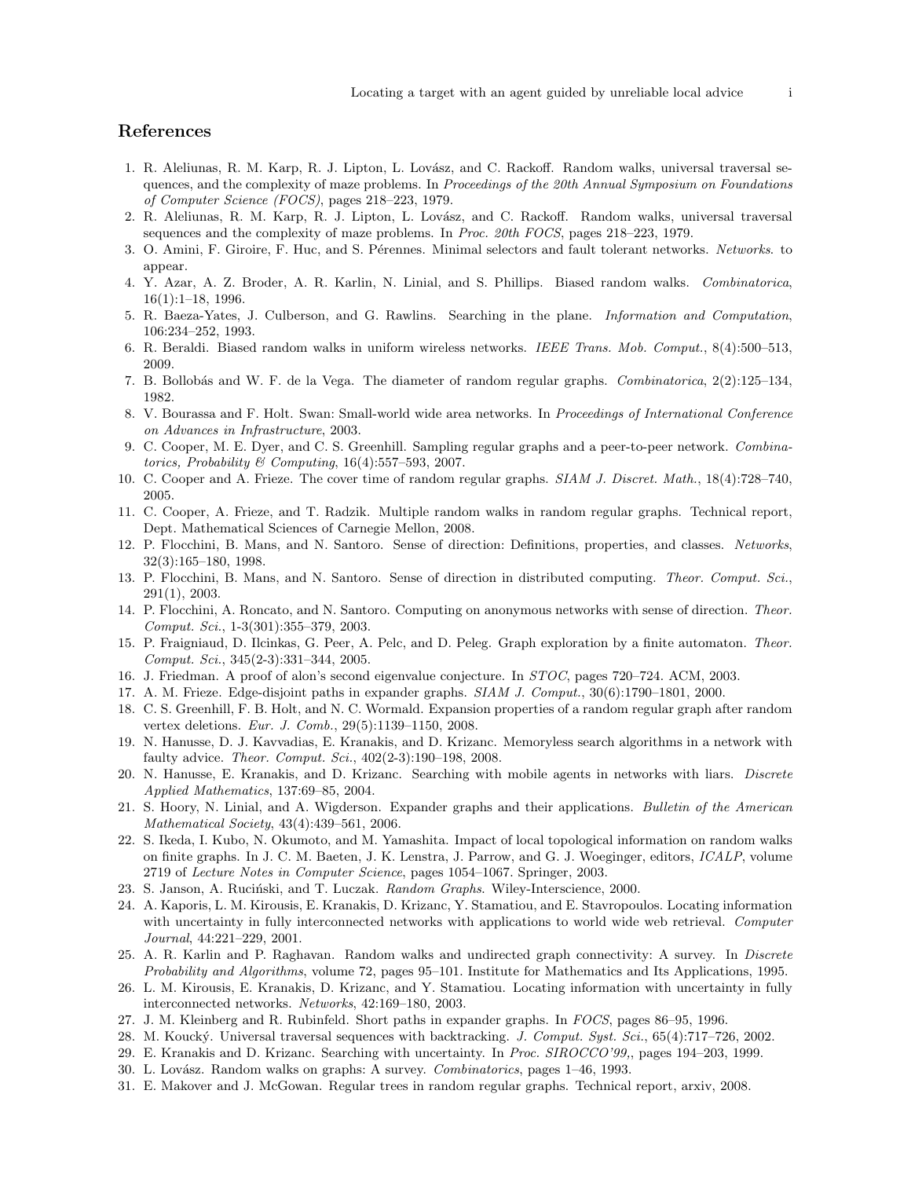## References

1. R. Aleliunas, R. M. Karp, R. J. Lipton, L. Lovász, and C. Rackoff. Random walks, universal traversal sequences, and the complexity of maze problems. In *Proceedings of the 20th Annual Symposium on Foundations of Computer Science (FOCS)*, pages 218–223, 1979.
2. R. Aleliunas, R. M. Karp, R. J. Lipton, L. Lovász, and C. Rackoff. Random walks, universal traversal sequences and the complexity of maze problems. In *Proc. 20th FOCS*, pages 218–223, 1979.
3. O. Amini, F. Giroire, F. Huc, and S. Pérennes. Minimal selectors and fault tolerant networks. *Networks*. to appear.
4. Y. Azar, A. Z. Broder, A. R. Karlin, N. Linial, and S. Phillips. Biased random walks. *Combinatorica*, 16(1):1–18, 1996.
5. R. Baeza-Yates, J. Culberson, and G. Rawlins. Searching in the plane. *Information and Computation*, 106:234–252, 1993.
6. R. Beraldi. Biased random walks in uniform wireless networks. *IEEE Trans. Mob. Comput.*, 8(4):500–513, 2009.
7. B. Bollobás and W. F. de la Vega. The diameter of random regular graphs. *Combinatorica*, 2(2):125–134, 1982.
8. V. Bourassa and F. Holt. Swan: Small-world wide area networks. In *Proceedings of International Conference on Advances in Infrastructure*, 2003.
9. C. Cooper, M. E. Dyer, and C. S. Greenhill. Sampling regular graphs and a peer-to-peer network. *Combinatorics, Probability & Computing*, 16(4):557–593, 2007.
10. C. Cooper and A. Frieze. The cover time of random regular graphs. *SIAM J. Discret. Math.*, 18(4):728–740, 2005.
11. C. Cooper, A. Frieze, and T. Radzik. Multiple random walks in random regular graphs. Technical report, Dept. Mathematical Sciences of Carnegie Mellon, 2008.
12. P. Flocchini, B. Mans, and N. Santoro. Sense of direction: Definitions, properties, and classes. *Networks*, 32(3):165–180, 1998.
13. P. Flocchini, B. Mans, and N. Santoro. Sense of direction in distributed computing. *Theor. Comput. Sci.*, 291(1), 2003.
14. P. Flocchini, A. Roncato, and N. Santoro. Computing on anonymous networks with sense of direction. *Theor. Comput. Sci.*, 1-3(301):355–379, 2003.
15. P. Fraigniaud, D. Ilcinkas, G. Peer, A. Pelc, and D. Peleg. Graph exploration by a finite automaton. *Theor. Comput. Sci.*, 345(2-3):331–344, 2005.
16. J. Friedman. A proof of alon's second eigenvalue conjecture. In *STOC*, pages 720–724. ACM, 2003.
17. A. M. Frieze. Edge-disjoint paths in expander graphs. *SIAM J. Comput.*, 30(6):1790–1801, 2000.
18. C. S. Greenhill, F. B. Holt, and N. C. Wormald. Expansion properties of a random regular graph after random vertex deletions. *Eur. J. Comb.*, 29(5):1139–1150, 2008.
19. N. Hanusse, D. J. Kavvadias, E. Kranakis, and D. Krizanc. Memoryless search algorithms in a network with faulty advice. *Theor. Comput. Sci.*, 402(2-3):190–198, 2008.
20. N. Hanusse, E. Kranakis, and D. Krizanc. Searching with mobile agents in networks with liars. *Discrete Applied Mathematics*, 137:69–85, 2004.
21. S. Hoory, N. Linial, and A. Wigderson. Expander graphs and their applications. *Bulletin of the American Mathematical Society*, 43(4):439–561, 2006.
22. S. Ikeda, I. Kubo, N. Okumoto, and M. Yamashita. Impact of local topological information on random walks on finite graphs. In J. C. M. Baeten, J. K. Lenstra, J. Parrow, and G. J. Woeginger, editors, *ICALP*, volume 2719 of *Lecture Notes in Computer Science*, pages 1054–1067. Springer, 2003.
23. S. Janson, A. Ruciński, and T. Luczak. *Random Graphs.* Wiley-Interscience, 2000.
24. A. Kaporis, L. M. Kirousis, E. Kranakis, D. Krizanc, Y. Stamatiou, and E. Stavropoulos. Locating information with uncertainty in fully interconnected networks with applications to world wide web retrieval. *Computer Journal*, 44:221–229, 2001.
25. A. R. Karlin and P. Raghavan. Random walks and undirected graph connectivity: A survey. In *Discrete Probability and Algorithms*, volume 72, pages 95–101. Institute for Mathematics and Its Applications, 1995.
26. L. M. Kirousis, E. Kranakis, D. Krizanc, and Y. Stamatiou. Locating information with uncertainty in fully interconnected networks. *Networks*, 42:169–180, 2003.
27. J. M. Kleinberg and R. Rubinfeld. Short paths in expander graphs. In *FOCS*, pages 86–95, 1996.
28. M. Koucký. Universal traversal sequences with backtracking. *J. Comput. Syst. Sci.*, 65(4):717–726, 2002.
29. E. Kranakis and D. Krizanc. Searching with uncertainty. In *Proc. SIROCCO'99,*, pages 194–203, 1999.
30. L. Lovász. Random walks on graphs: A survey. *Combinatorics*, pages 1–46, 1993.
31. E. Makover and J. McGowan. Regular trees in random regular graphs. Technical report, arxiv, 2008.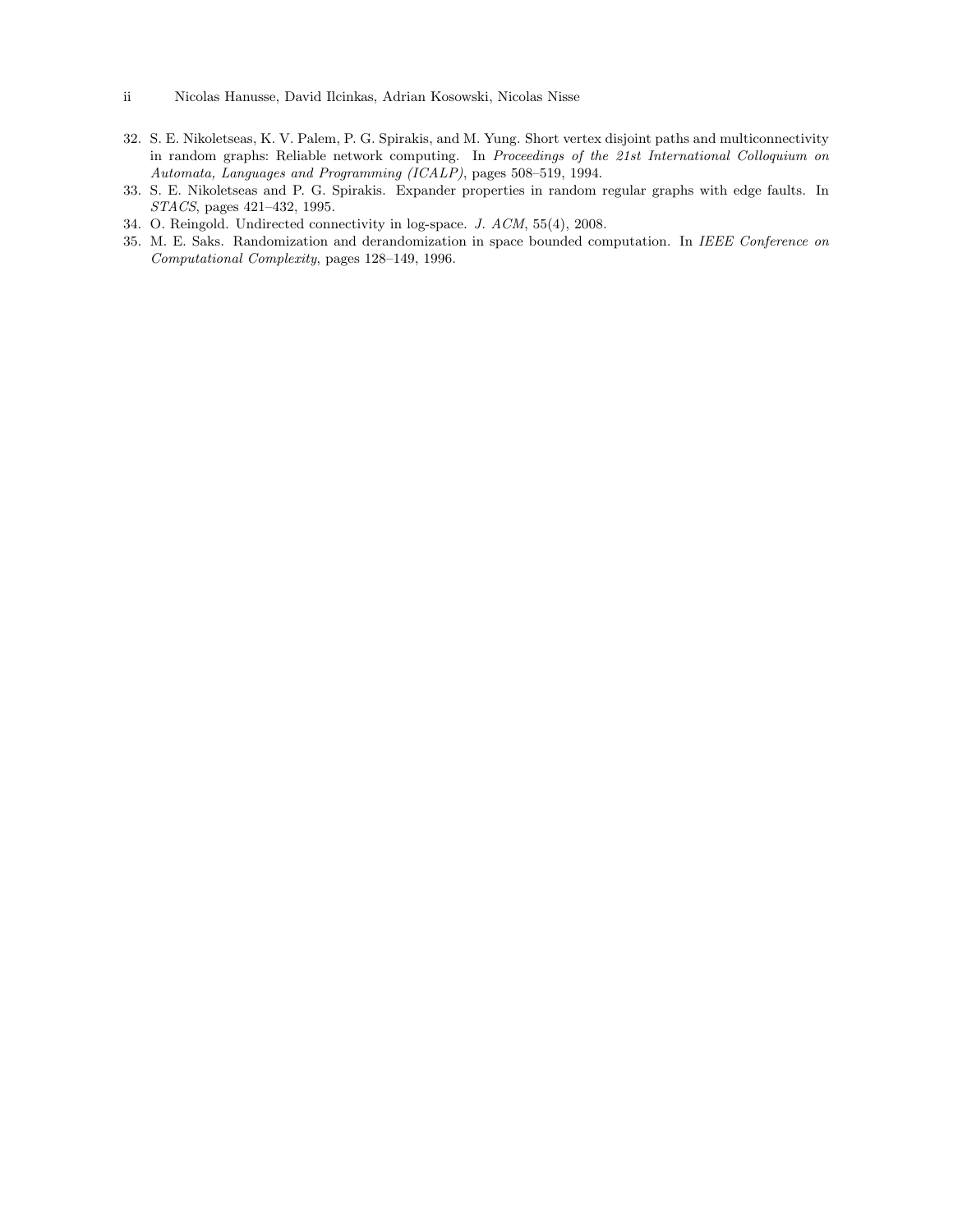32. S. E. Nikoletseas, K. V. Palem, P. G. Spirakis, and M. Yung. Short vertex disjoint paths and multiconnectivity in random graphs: Reliable network computing. In *Proceedings of the 21st International Colloquium on Automata, Languages and Programming (ICALP)*, pages 508–519, 1994.
33. S. E. Nikoletseas and P. G. Spirakis. Expander properties in random regular graphs with edge faults. In *STACS*, pages 421–432, 1995.
34. O. Reingold. Undirected connectivity in log-space. *J. ACM*, 55(4), 2008.
35. M. E. Saks. Randomization and derandomization in space bounded computation. In *IEEE Conference on Computational Complexity*, pages 128–149, 1996.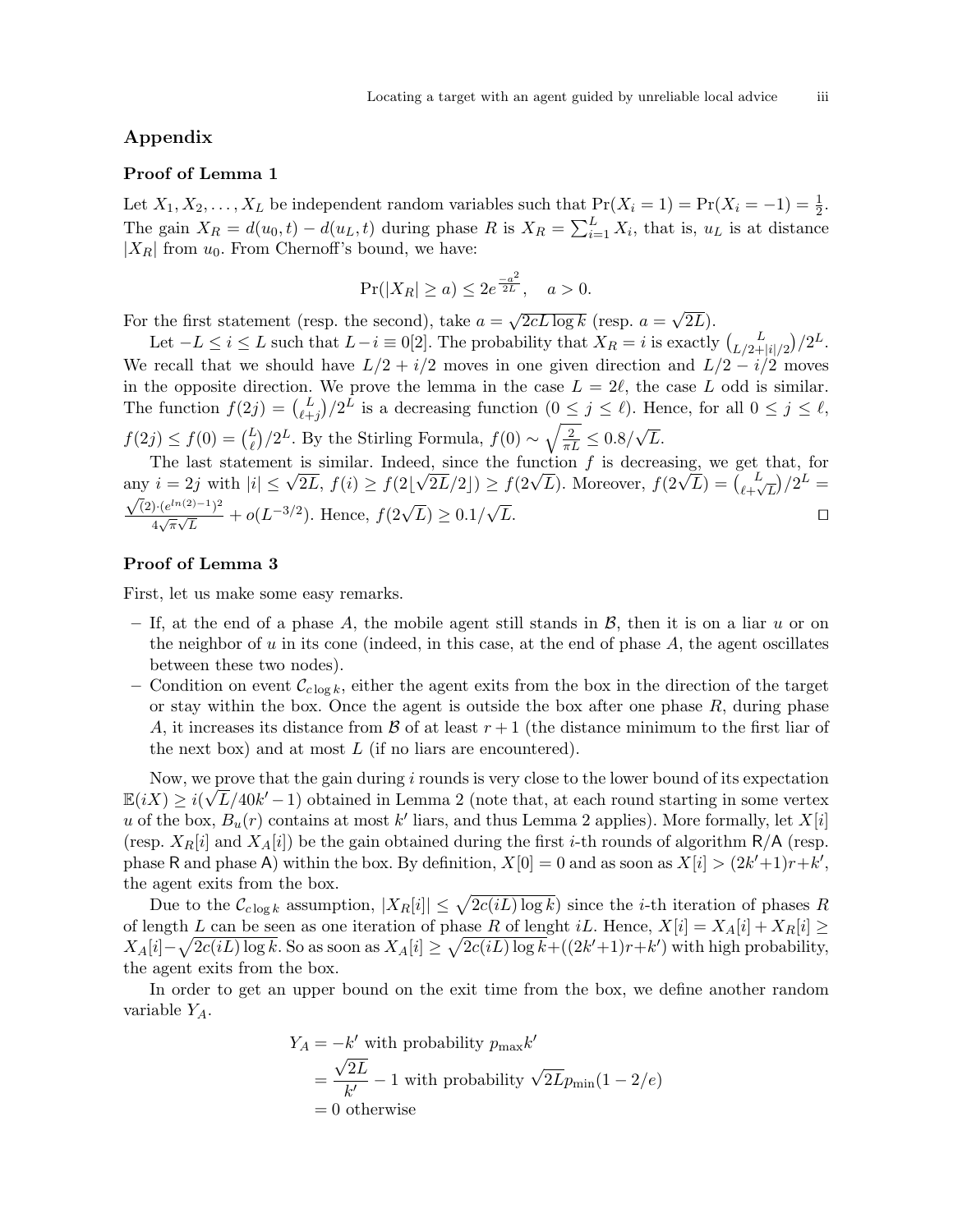## Appendix

### Proof of Lemma 1

Let $X_1, X_2, \ldots, X_L$ be independent random variables such that $\Pr(X_i = 1) = \Pr(X_i = -1) = \frac{1}{2}$. The gain $X_R = d(u_0, t) - d(u_L, t)$ during phase $R$ is $X_R = \sum_{i=1}^{L} X_i$, that is, $u_L$ is at distance $|X_R|$ from $u_0$. From Chernoff's bound, we have:

$$\Pr(|X_R| \geq a) \leq 2e^{\frac{-a^2}{2L}}, \quad a > 0.$$

For the first statement (resp. the second), take $a = \sqrt{2cL \log k}$ (resp. $a = \sqrt{2L}$).

Let $-L \leq i \leq L$ such that $L - i \equiv 0[2]$. The probability that $X_R = i$ is exactly $\binom{L}{L/2+|i|/2}/2^L$. We recall that we should have $L/2 + i/2$ moves in one given direction and $L/2 - i/2$ moves in the opposite direction. We prove the lemma in the case $L = 2\ell$, the case $L$ odd is similar. The function $f(2j) = \binom{L}{\ell+j}/2^L$ is a decreasing function ($0 \leq j \leq \ell$). Hence, for all $0 \leq j \leq \ell$, $f(2j) \leq f(0) = \binom{L}{\ell}/2^L$. By the Stirling Formula, $f(0) \sim \sqrt{\frac{2}{\pi L}} \leq 0.8/\sqrt{L}$.

The last statement is similar. Indeed, since the function $f$ is decreasing, we get that, for any $i = 2j$ with $|i| \leq \sqrt{2L}$, $f(i) \geq f(2\lfloor\sqrt{2L}/2\rfloor) \geq f(2\sqrt{L})$. Moreover, $f(2\sqrt{L}) = \binom{L}{\ell+\sqrt{L}}/2^L = \frac{\sqrt{(2)}\cdot(e^{ln(2)-1})^2}{4\sqrt{\pi}\sqrt{L}} + o(L^{-3/2})$. Hence, $f(2\sqrt{L}) \geq 0.1/\sqrt{L}$. □

### Proof of Lemma 3

First, let us make some easy remarks.

- If, at the end of a phase $A$, the mobile agent still stands in $\mathcal{B}$, then it is on a liar $u$ or on the neighbor of $u$ in its cone (indeed, in this case, at the end of phase $A$, the agent oscillates between these two nodes).
- Condition on event $\mathcal{C}_{c \log k}$, either the agent exits from the box in the direction of the target or stay within the box. Once the agent is outside the box after one phase $R$, during phase $A$, it increases its distance from $\mathcal{B}$ of at least $r + 1$ (the distance minimum to the first liar of the next box) and at most $L$ (if no liars are encountered).

Now, we prove that the gain during $i$ rounds is very close to the lower bound of its expectation $\mathbb{E}(iX) \geq i(\sqrt{L}/40k' - 1)$ obtained in Lemma 2 (note that, at each round starting in some vertex $u$ of the box, $B_u(r)$ contains at most $k'$ liars, and thus Lemma 2 applies). More formally, let $X[i]$ (resp. $X_R[i]$ and $X_A[i]$) be the gain obtained during the first $i$-th rounds of algorithm R/A (resp. phase R and phase A) within the box. By definition, $X[0] = 0$ and as soon as $X[i] > (2k'+1)r + k'$, the agent exits from the box.

Due to the $\mathcal{C}_{c \log k}$ assumption, $|X_R[i]| \leq \sqrt{2c(iL)\log k)}$ since the $i$-th iteration of phases $R$ of length $L$ can be seen as one iteration of phase $R$ of lenght $iL$. Hence, $X[i] = X_A[i] + X_R[i] \geq X_A[i] - \sqrt{2c(iL)\log k}$. So as soon as $X_A[i] \geq \sqrt{2c(iL)\log k} + ((2k'+1)r + k')$ with high probability, the agent exits from the box.

In order to get an upper bound on the exit time from the box, we define another random variable $Y_A$.

$$\begin{aligned} Y_A &= -k' \text{ with probability } p_{\max}k' \\ &= \frac{\sqrt{2L}}{k'} - 1 \text{ with probability } \sqrt{2L}p_{\min}(1 - 2/e) \\ &= 0 \text{ otherwise} \end{aligned}$$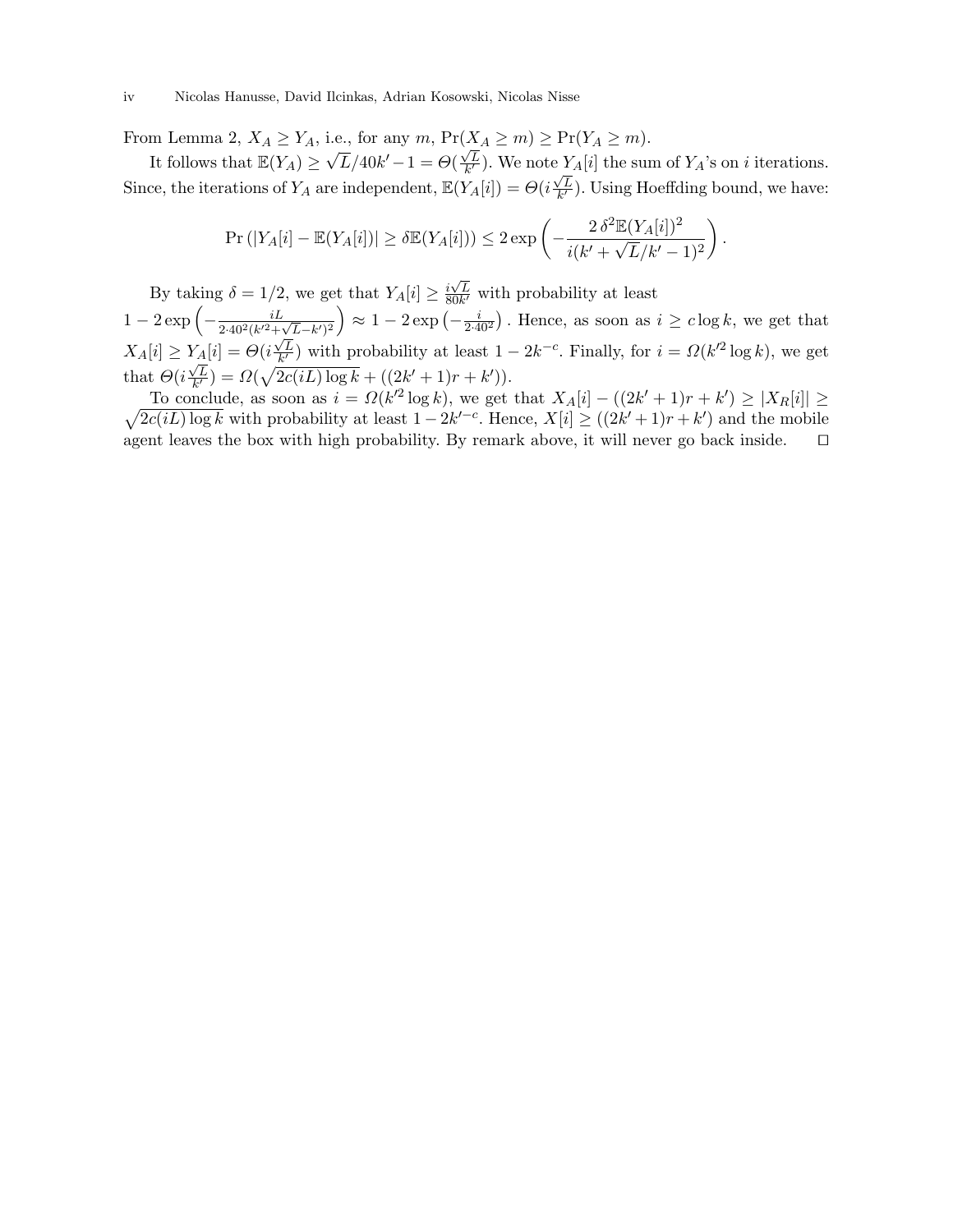From Lemma 2, $X_A \geq Y_A$, i.e., for any $m$, $\Pr(X_A \geq m) \geq \Pr(Y_A \geq m)$.

It follows that $\mathbb{E}(Y_A) \geq \sqrt{L}/40k' - 1 = \Theta(\frac{\sqrt{L}}{k'})$. We note $Y_A[i]$ the sum of $Y_A$'s on $i$ iterations. Since, the iterations of $Y_A$ are independent, $\mathbb{E}(Y_A[i]) = \Theta(i\frac{\sqrt{L}}{k'})$. Using Hoeffding bound, we have:

$$\Pr\left(|Y_A[i] - \mathbb{E}(Y_A[i])| \geq \delta \mathbb{E}(Y_A[i])\right) \leq 2\exp\left(-\frac{2\,\delta^2 \mathbb{E}(Y_A[i])^2}{i(k' + \sqrt{L}/k' - 1)^2}\right).$$

By taking $\delta = 1/2$, we get that $Y_A[i] \geq \frac{i\sqrt{L}}{80k'}$ with probability at least $1 - 2\exp\left(-\frac{iL}{2\cdot 40^2(k'^2 + \sqrt{L} - k')^2}\right) \approx 1 - 2\exp\left(-\frac{i}{2\cdot 40^2}\right)$. Hence, as soon as $i \geq c\log k$, we get that $X_A[i] \geq Y_A[i] = \Theta(i\frac{\sqrt{L}}{k'})$ with probability at least $1 - 2k^{-c}$. Finally, for $i = \Omega(k'^2 \log k)$, we get that $\Theta(i\frac{\sqrt{L}}{k'}) = \Omega(\sqrt{2c(iL)\log k} + ((2k'+1)r + k'))$.

To conclude, as soon as $i = \Omega(k'^2 \log k)$, we get that $X_A[i] - ((2k'+1)r + k') \geq |X_R[i]| \geq \sqrt{2c(iL)\log k}$ with probability at least $1 - 2k'^{-c}$. Hence, $X[i] \geq ((2k'+1)r + k')$ and the mobile agent leaves the box with high probability. By remark above, it will never go back inside. $\square$